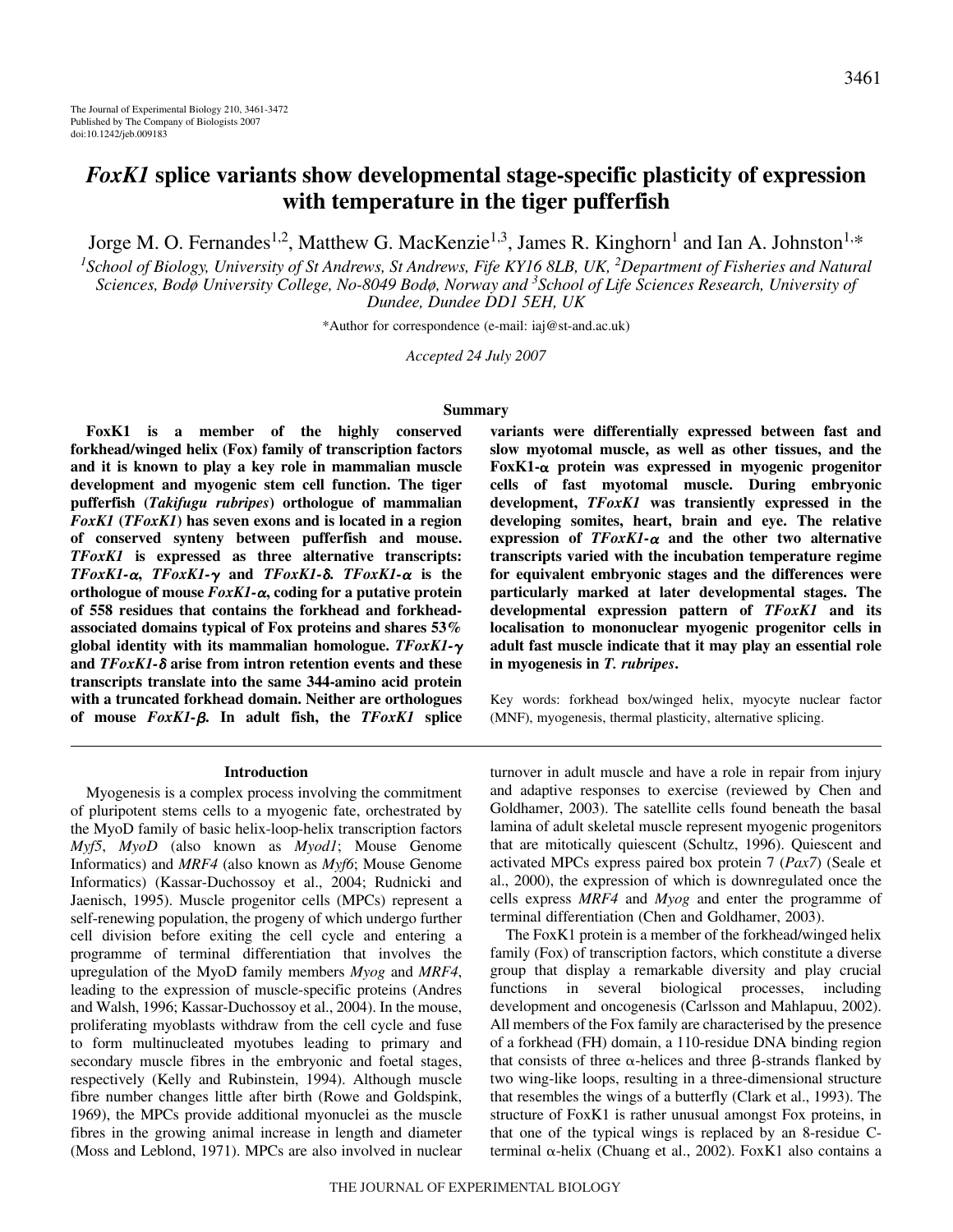# *FoxK1* splice variants show developmental stage-specific plasticity of expression with temperature in the tiger pufferfish

Jorge M. O. Fernandes[1,2], Matthew G. MacKenzie[1,3], James R. Kinghorn[1] and Ian A. Johnston[1,*]

[1]School of Biology, University of St Andrews, St Andrews, Fife KY16 8LB, UK, [2]Department of Fisheries and Natural Sciences, Bodø University College, No-8049 Bodø, Norway and [3]School of Life Sciences Research, University of Dundee, Dundee DD1 5EH, UK

*Author for correspondence (e-mail: iaj@st-and.ac.uk)

*Accepted 24 July 2007*

## Summary

**FoxK1 is a member of the highly conserved forkhead/winged helix (Fox) family of transcription factors and it is known to play a key role in mammalian muscle development and myogenic stem cell function. The tiger pufferfish (*Takifugu rubripes*) orthologue of mammalian *FoxK1* (*TFoxK1*) has seven exons and is located in a region of conserved synteny between pufferfish and mouse. *TFoxK1* is expressed as three alternative transcripts: *TFoxK1-α*, *TFoxK1-γ* and *TFoxK1-δ*. *TFoxK1-α* is the orthologue of mouse *FoxK1-α*, coding for a putative protein of 558 residues that contains the forkhead and forkhead-associated domains typical of Fox proteins and shares 53% global identity with its mammalian homologue. *TFoxK1-γ* and *TFoxK1-δ* arise from intron retention events and these transcripts translate into the same 344-amino acid protein with a truncated forkhead domain. Neither are orthologues of mouse *FoxK1-β*. In adult fish, the *TFoxK1* splice variants were differentially expressed between fast and slow myotomal muscle, as well as other tissues, and the FoxK1-α protein was expressed in myogenic progenitor cells of fast myotomal muscle. During embryonic development, *TFoxK1* was transiently expressed in the developing somites, heart, brain and eye. The relative expression of *TFoxK1-α* and the other two alternative transcripts varied with the incubation temperature regime for equivalent embryonic stages and the differences were particularly marked at later developmental stages. The developmental expression pattern of *TFoxK1* and its localisation to mononuclear myogenic progenitor cells in adult fast muscle indicate that it may play an essential role in myogenesis in *T. rubripes*.**

Key words: forkhead box/winged helix, myocyte nuclear factor (MNF), myogenesis, thermal plasticity, alternative splicing.

## Introduction

Myogenesis is a complex process involving the commitment of pluripotent stems cells to a myogenic fate, orchestrated by the MyoD family of basic helix-loop-helix transcription factors *Myf5*, *MyoD* (also known as *Myod1*; Mouse Genome Informatics) and *MRF4* (also known as *Myf6*; Mouse Genome Informatics) (Kassar-Duchossoy et al., 2004; Rudnicki and Jaenisch, 1995). Muscle progenitor cells (MPCs) represent a self-renewing population, the progeny of which undergo further cell division before exiting the cell cycle and entering a programme of terminal differentiation that involves the upregulation of the MyoD family members *Myog* and *MRF4*, leading to the expression of muscle-specific proteins (Andres and Walsh, 1996; Kassar-Duchossoy et al., 2004). In the mouse, proliferating myoblasts withdraw from the cell cycle and fuse to form multinucleated myotubes leading to primary and secondary muscle fibres in the embryonic and foetal stages, respectively (Kelly and Rubinstein, 1994). Although muscle fibre number changes little after birth (Rowe and Goldspink, 1969), the MPCs provide additional myonuclei as the muscle fibres in the growing animal increase in length and diameter (Moss and Leblond, 1971). MPCs are also involved in nuclear turnover in adult muscle and have a role in repair from injury and adaptive responses to exercise (reviewed by Chen and Goldhamer, 2003). The satellite cells found beneath the basal lamina of adult skeletal muscle represent myogenic progenitors that are mitotically quiescent (Schultz, 1996). Quiescent and activated MPCs express paired box protein 7 (*Pax7*) (Seale et al., 2000), the expression of which is downregulated once the cells express *MRF4* and *Myog* and enter the programme of terminal differentiation (Chen and Goldhamer, 2003).

The FoxK1 protein is a member of the forkhead/winged helix family (Fox) of transcription factors, which constitute a diverse group that display a remarkable diversity and play crucial functions in several biological processes, including development and oncogenesis (Carlsson and Mahlapuu, 2002). All members of the Fox family are characterised by the presence of a forkhead (FH) domain, a 110-residue DNA binding region that consists of three α-helices and three β-strands flanked by two wing-like loops, resulting in a three-dimensional structure that resembles the wings of a butterfly (Clark et al., 1993). The structure of FoxK1 is rather unusual amongst Fox proteins, in that one of the typical wings is replaced by an 8-residue C-terminal α-helix (Chuang et al., 2002). FoxK1 also contains a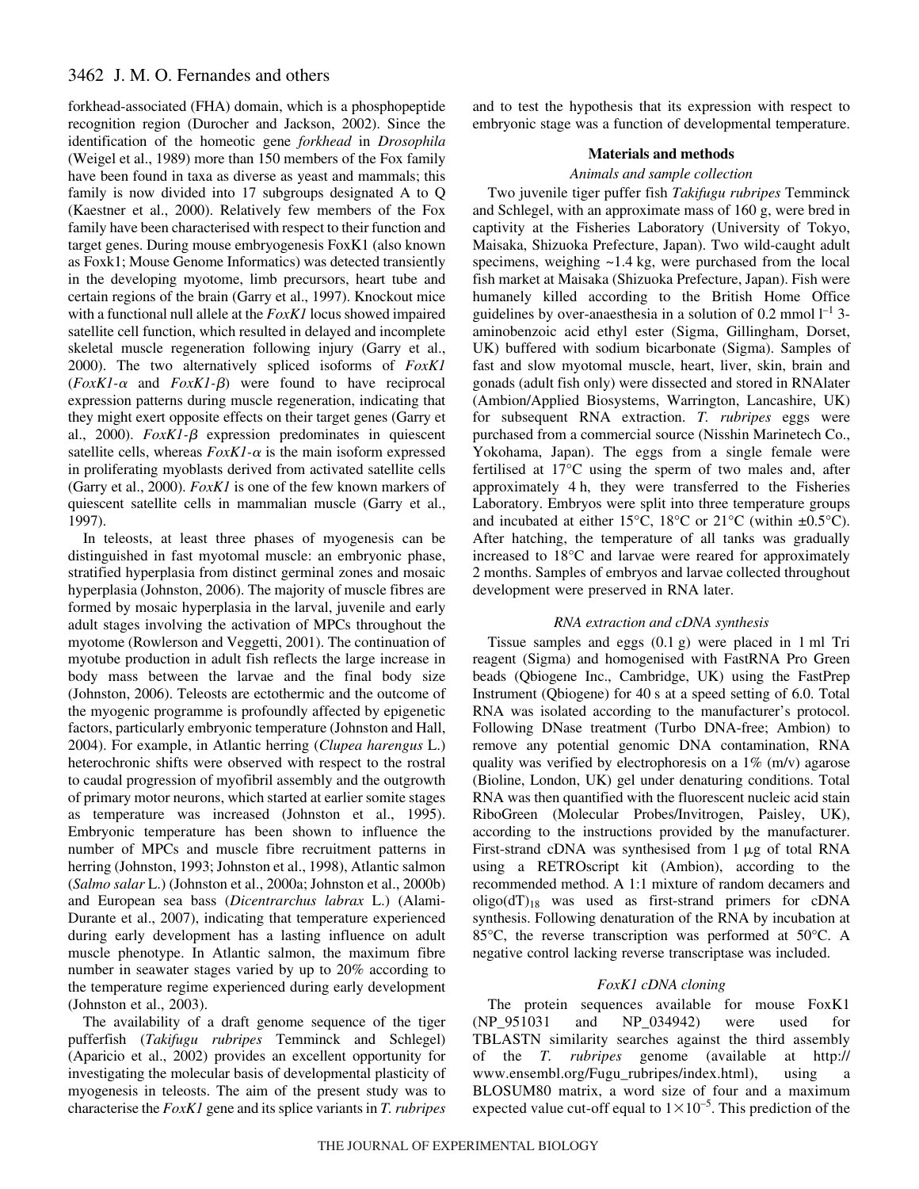forkhead-associated (FHA) domain, which is a phosphopeptide recognition region (Durocher and Jackson, 2002). Since the identification of the homeotic gene *forkhead* in *Drosophila* (Weigel et al., 1989) more than 150 members of the Fox family have been found in taxa as diverse as yeast and mammals; this family is now divided into 17 subgroups designated A to Q (Kaestner et al., 2000). Relatively few members of the Fox family have been characterised with respect to their function and target genes. During mouse embryogenesis FoxK1 (also known as Foxk1; Mouse Genome Informatics) was detected transiently in the developing myotome, limb precursors, heart tube and certain regions of the brain (Garry et al., 1997). Knockout mice with a functional null allele at the *FoxK1* locus showed impaired satellite cell function, which resulted in delayed and incomplete skeletal muscle regeneration following injury (Garry et al., 2000). The two alternatively spliced isoforms of *FoxK1* (*FoxK1-α* and *FoxK1-β*) were found to have reciprocal expression patterns during muscle regeneration, indicating that they might exert opposite effects on their target genes (Garry et al., 2000). *FoxK1-β* expression predominates in quiescent satellite cells, whereas *FoxK1-α* is the main isoform expressed in proliferating myoblasts derived from activated satellite cells (Garry et al., 2000). *FoxK1* is one of the few known markers of quiescent satellite cells in mammalian muscle (Garry et al., 1997).

In teleosts, at least three phases of myogenesis can be distinguished in fast myotomal muscle: an embryonic phase, stratified hyperplasia from distinct germinal zones and mosaic hyperplasia (Johnston, 2006). The majority of muscle fibres are formed by mosaic hyperplasia in the larval, juvenile and early adult stages involving the activation of MPCs throughout the myotome (Rowlerson and Veggetti, 2001). The continuation of myotube production in adult fish reflects the large increase in body mass between the larvae and the final body size (Johnston, 2006). Teleosts are ectothermic and the outcome of the myogenic programme is profoundly affected by epigenetic factors, particularly embryonic temperature (Johnston and Hall, 2004). For example, in Atlantic herring (*Clupea harengus* L.) heterochronic shifts were observed with respect to the rostral to caudal progression of myofibril assembly and the outgrowth of primary motor neurons, which started at earlier somite stages as temperature was increased (Johnston et al., 1995). Embryonic temperature has been shown to influence the number of MPCs and muscle fibre recruitment patterns in herring (Johnston, 1993; Johnston et al., 1998), Atlantic salmon (*Salmo salar* L.) (Johnston et al., 2000a; Johnston et al., 2000b) and European sea bass (*Dicentrarchus labrax* L.) (Alami-Durante et al., 2007), indicating that temperature experienced during early development has a lasting influence on adult muscle phenotype. In Atlantic salmon, the maximum fibre number in seawater stages varied by up to 20% according to the temperature regime experienced during early development (Johnston et al., 2003).

The availability of a draft genome sequence of the tiger pufferfish (*Takifugu rubripes* Temminck and Schlegel) (Aparicio et al., 2002) provides an excellent opportunity for investigating the molecular basis of developmental plasticity of myogenesis in teleosts. The aim of the present study was to characterise the *FoxK1* gene and its splice variants in *T. rubripes* and to test the hypothesis that its expression with respect to embryonic stage was a function of developmental temperature.

## Materials and methods

### *Animals and sample collection*

Two juvenile tiger puffer fish *Takifugu rubripes* Temminck and Schlegel, with an approximate mass of 160 g, were bred in captivity at the Fisheries Laboratory (University of Tokyo, Maisaka, Shizuoka Prefecture, Japan). Two wild-caught adult specimens, weighing ~1.4 kg, were purchased from the local fish market at Maisaka (Shizuoka Prefecture, Japan). Fish were humanely killed according to the British Home Office guidelines by over-anaesthesia in a solution of 0.2 mmol $l^{-1}$ 3-aminobenzoic acid ethyl ester (Sigma, Gillingham, Dorset, UK) buffered with sodium bicarbonate (Sigma). Samples of fast and slow myotomal muscle, heart, liver, skin, brain and gonads (adult fish only) were dissected and stored in RNAlater (Ambion/Applied Biosystems, Warrington, Lancashire, UK) for subsequent RNA extraction. *T. rubripes* eggs were purchased from a commercial source (Nisshin Marinetech Co., Yokohama, Japan). The eggs from a single female were fertilised at 17°C using the sperm of two males and, after approximately 4 h, they were transferred to the Fisheries Laboratory. Embryos were split into three temperature groups and incubated at either 15°C, 18°C or 21°C (within ±0.5°C). After hatching, the temperature of all tanks was gradually increased to 18°C and larvae were reared for approximately 2 months. Samples of embryos and larvae collected throughout development were preserved in RNA later.

### *RNA extraction and cDNA synthesis*

Tissue samples and eggs (0.1 g) were placed in 1 ml Tri reagent (Sigma) and homogenised with FastRNA Pro Green beads (Qbiogene Inc., Cambridge, UK) using the FastPrep Instrument (Qbiogene) for 40 s at a speed setting of 6.0. Total RNA was isolated according to the manufacturer's protocol. Following DNase treatment (Turbo DNA-free; Ambion) to remove any potential genomic DNA contamination, RNA quality was verified by electrophoresis on a 1% (m/v) agarose (Bioline, London, UK) gel under denaturing conditions. Total RNA was then quantified with the fluorescent nucleic acid stain RiboGreen (Molecular Probes/Invitrogen, Paisley, UK), according to the instructions provided by the manufacturer. First-strand cDNA was synthesised from 1 μg of total RNA using a RETROscript kit (Ambion), according to the recommended method. A 1:1 mixture of random decamers and oligo(dT)$_{18}$ was used as first-strand primers for cDNA synthesis. Following denaturation of the RNA by incubation at 85°C, the reverse transcription was performed at 50°C. A negative control lacking reverse transcriptase was included.

### *FoxK1 cDNA cloning*

The protein sequences available for mouse FoxK1 (NP_951031 and NP_034942) were used for TBLASTN similarity searches against the third assembly of the *T. rubripes* genome (available at http://www.ensembl.org/Fugu_rubripes/index.html), using a BLOSUM80 matrix, a word size of four and a maximum expected value cut-off equal to $1\times10^{-5}$. This prediction of the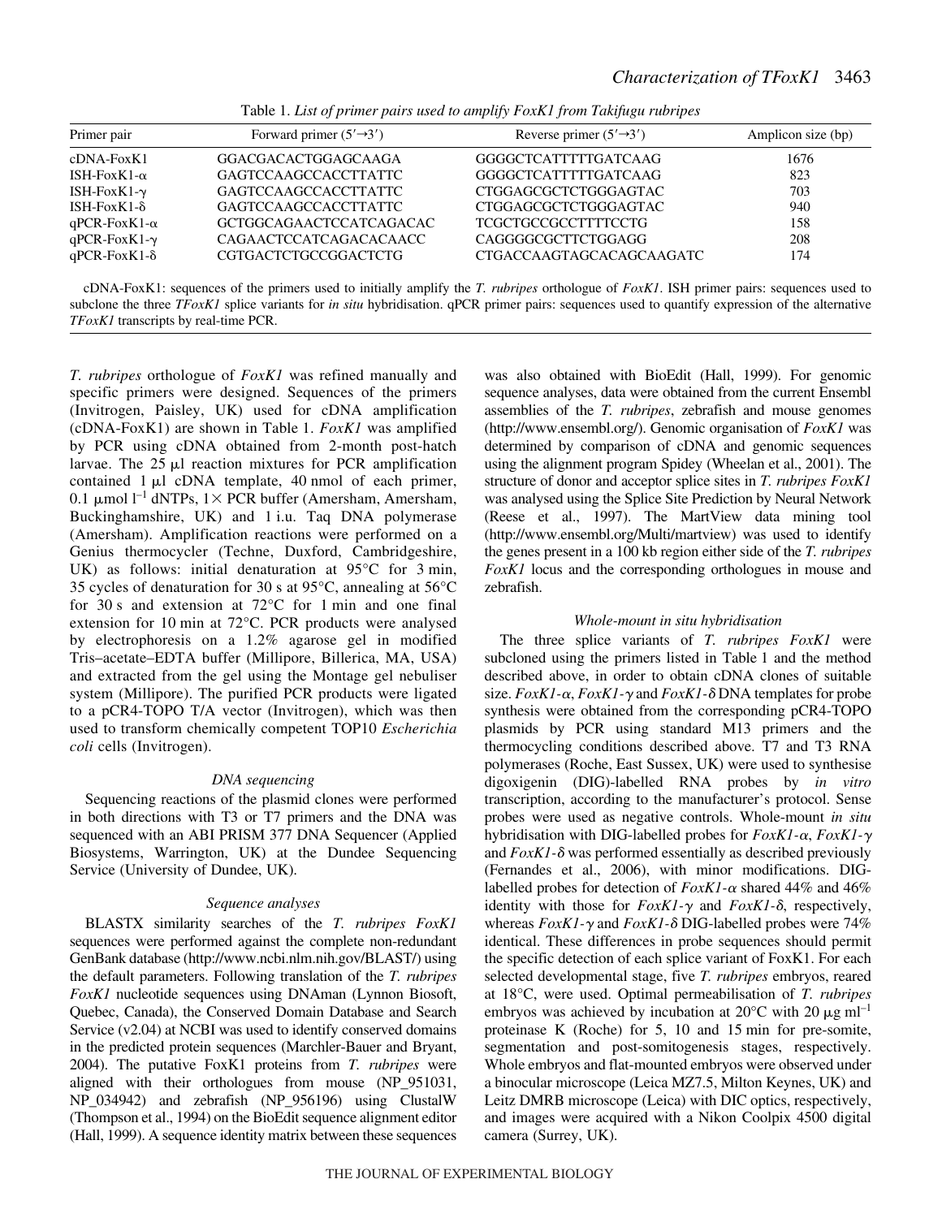Table 1. *List of primer pairs used to amplify FoxK1 from Takifugu rubripes*

| Primer pair | Forward primer (5′→3′) | Reverse primer (5′→3′) | Amplicon size (bp) |
|---|---|---|---|
| cDNA-FoxK1 | GGACGACACTGGAGCAAGA | GGGGCTCATTTTTGATCAAG | 1676 |
| ISH-FoxK1-α | GAGTCCAAGCCACCTTATTC | GGGGCTCATTTTTGATCAAG | 823 |
| ISH-FoxK1-γ | GAGTCCAAGCCACCTTATTC | CTGGAGCGCTCTGGGAGTAC | 703 |
| ISH-FoxK1-δ | GAGTCCAAGCCACCTTATTC | CTGGAGCGCTCTGGGAGTAC | 940 |
| qPCR-FoxK1-α | GCTGGCAGAACTCCATCAGACAC | TCGCTGCCGCCTTTTCCTG | 158 |
| qPCR-FoxK1-γ | CAGAACTCCATCAGACACAACC | CAGGGGCGCTTCTGGAGG | 208 |
| qPCR-FoxK1-δ | CGTGACTCTGCCGGACTCTG | CTGACCAAGTAGCACAGCAAGATC | 174 |

cDNA-FoxK1: sequences of the primers used to initially amplify the *T. rubripes* orthologue of *FoxK1*. ISH primer pairs: sequences used to subclone the three *TFoxK1* splice variants for *in situ* hybridisation. qPCR primer pairs: sequences used to quantify expression of the alternative *TFoxK1* transcripts by real-time PCR.

*T. rubripes* orthologue of *FoxK1* was refined manually and specific primers were designed. Sequences of the primers (Invitrogen, Paisley, UK) used for cDNA amplification (cDNA-FoxK1) are shown in Table 1. *FoxK1* was amplified by PCR using cDNA obtained from 2-month post-hatch larvae. The 25 μl reaction mixtures for PCR amplification contained 1 μl cDNA template, 40 nmol of each primer, 0.1 μmol $l^{-1}$ dNTPs, 1× PCR buffer (Amersham, Amersham, Buckinghamshire, UK) and 1 i.u. Taq DNA polymerase (Amersham). Amplification reactions were performed on a Genius thermocycler (Techne, Duxford, Cambridgeshire, UK) as follows: initial denaturation at 95°C for 3 min, 35 cycles of denaturation for 30 s at 95°C, annealing at 56°C for 30 s and extension at 72°C for 1 min and one final extension for 10 min at 72°C. PCR products were analysed by electrophoresis on a 1.2% agarose gel in modified Tris–acetate–EDTA buffer (Millipore, Billerica, MA, USA) and extracted from the gel using the Montage gel nebuliser system (Millipore). The purified PCR products were ligated to a pCR4-TOPO T/A vector (Invitrogen), which was then used to transform chemically competent TOP10 *Escherichia coli* cells (Invitrogen).

### *DNA sequencing*

Sequencing reactions of the plasmid clones were performed in both directions with T3 or T7 primers and the DNA was sequenced with an ABI PRISM 377 DNA Sequencer (Applied Biosystems, Warrington, UK) at the Dundee Sequencing Service (University of Dundee, UK).

### *Sequence analyses*

BLASTX similarity searches of the *T. rubripes FoxK1* sequences were performed against the complete non-redundant GenBank database (http://www.ncbi.nlm.nih.gov/BLAST/) using the default parameters. Following translation of the *T. rubripes FoxK1* nucleotide sequences using DNAman (Lynnon Biosoft, Quebec, Canada), the Conserved Domain Database and Search Service (v2.04) at NCBI was used to identify conserved domains in the predicted protein sequences (Marchler-Bauer and Bryant, 2004). The putative FoxK1 proteins from *T. rubripes* were aligned with their orthologues from mouse (NP_951031, NP_034942) and zebrafish (NP_956196) using ClustalW (Thompson et al., 1994) on the BioEdit sequence alignment editor (Hall, 1999). A sequence identity matrix between these sequences was also obtained with BioEdit (Hall, 1999). For genomic sequence analyses, data were obtained from the current Ensembl assemblies of the *T. rubripes*, zebrafish and mouse genomes (http://www.ensembl.org/). Genomic organisation of *FoxK1* was determined by comparison of cDNA and genomic sequences using the alignment program Spidey (Wheelan et al., 2001). The structure of donor and acceptor splice sites in *T. rubripes FoxK1* was analysed using the Splice Site Prediction by Neural Network (Reese et al., 1997). The MartView data mining tool (http://www.ensembl.org/Multi/martview) was used to identify the genes present in a 100 kb region either side of the *T. rubripes FoxK1* locus and the corresponding orthologues in mouse and zebrafish.

### *Whole-mount in situ hybridisation*

The three splice variants of *T. rubripes FoxK1* were subcloned using the primers listed in Table 1 and the method described above, in order to obtain cDNA clones of suitable size. *FoxK1-α*, *FoxK1-γ* and *FoxK1-δ* DNA templates for probe synthesis were obtained from the corresponding pCR4-TOPO plasmids by PCR using standard M13 primers and the thermocycling conditions described above. T7 and T3 RNA polymerases (Roche, East Sussex, UK) were used to synthesise digoxigenin (DIG)-labelled RNA probes by *in vitro* transcription, according to the manufacturer's protocol. Sense probes were used as negative controls. Whole-mount *in situ* hybridisation with DIG-labelled probes for *FoxK1-α*, *FoxK1-γ* and *FoxK1-δ* was performed essentially as described previously (Fernandes et al., 2006), with minor modifications. DIG-labelled probes for detection of *FoxK1-α* shared 44% and 46% identity with those for *FoxK1-γ* and *FoxK1-δ*, respectively, whereas *FoxK1-γ* and *FoxK1-δ* DIG-labelled probes were 74% identical. These differences in probe sequences should permit the specific detection of each splice variant of FoxK1. For each selected developmental stage, five *T. rubripes* embryos, reared at 18°C, were used. Optimal permeabilisation of *T. rubripes* embryos was achieved by incubation at 20°C with 20 μg $ml^{-1}$ proteinase K (Roche) for 5, 10 and 15 min for pre-somite, segmentation and post-somitogenesis stages, respectively. Whole embryos and flat-mounted embryos were observed under a binocular microscope (Leica MZ7.5, Milton Keynes, UK) and Leitz DMRB microscope (Leica) with DIC optics, respectively, and images were acquired with a Nikon Coolpix 4500 digital camera (Surrey, UK).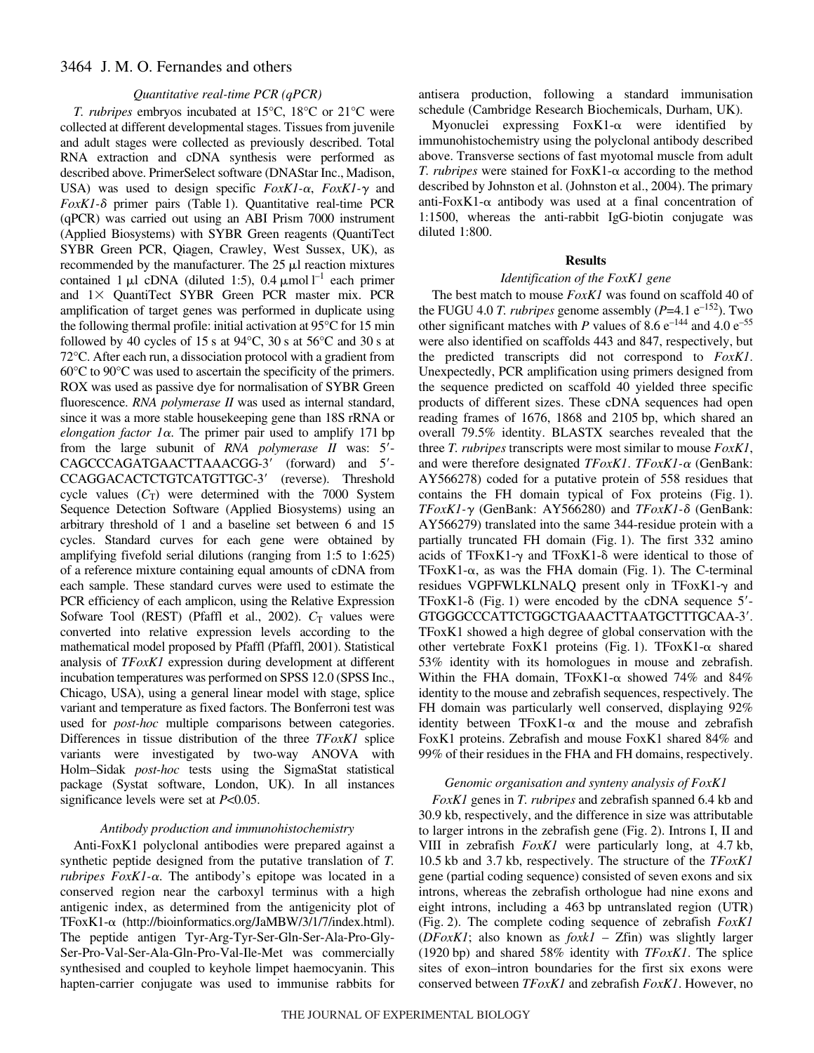### *Quantitative real-time PCR (qPCR)*

*T. rubripes* embryos incubated at 15°C, 18°C or 21°C were collected at different developmental stages. Tissues from juvenile and adult stages were collected as previously described. Total RNA extraction and cDNA synthesis were performed as described above. PrimerSelect software (DNAStar Inc., Madison, USA) was used to design specific *FoxK1-α*, *FoxK1-γ* and *FoxK1-δ* primer pairs (Table 1). Quantitative real-time PCR (qPCR) was carried out using an ABI Prism 7000 instrument (Applied Biosystems) with SYBR Green reagents (QuantiTect SYBR Green PCR, Qiagen, Crawley, West Sussex, UK), as recommended by the manufacturer. The 25 μl reaction mixtures contained 1 μl cDNA (diluted 1:5), 0.4 $\mu mol\, l^{-1}$ each primer and 1× QuantiTect SYBR Green PCR master mix. PCR amplification of target genes was performed in duplicate using the following thermal profile: initial activation at 95°C for 15 min followed by 40 cycles of 15 s at 94°C, 30 s at 56°C and 30 s at 72°C. After each run, a dissociation protocol with a gradient from 60°C to 90°C was used to ascertain the specificity of the primers. ROX was used as passive dye for normalisation of SYBR Green fluorescence. *RNA polymerase II* was used as internal standard, since it was a more stable housekeeping gene than 18S rRNA or *elongation factor 1α*. The primer pair used to amplify 171 bp from the large subunit of *RNA polymerase II* was: 5′-CAGCCCAGATGAACTTAAACGG-3′ (forward) and 5′-CCAGGACACTCTGTCATGTTGC-3′ (reverse). Threshold cycle values ($C_T$) were determined with the 7000 System Sequence Detection Software (Applied Biosystems) using an arbitrary threshold of 1 and a baseline set between 6 and 15 cycles. Standard curves for each gene were obtained by amplifying fivefold serial dilutions (ranging from 1:5 to 1:625) of a reference mixture containing equal amounts of cDNA from each sample. These standard curves were used to estimate the PCR efficiency of each amplicon, using the Relative Expression Sofware Tool (REST) (Pfaffl et al., 2002). $C_T$ values were converted into relative expression levels according to the mathematical model proposed by Pfaffl (Pfaffl, 2001). Statistical analysis of *TFoxK1* expression during development at different incubation temperatures was performed on SPSS 12.0 (SPSS Inc., Chicago, USA), using a general linear model with stage, splice variant and temperature as fixed factors. The Bonferroni test was used for *post-hoc* multiple comparisons between categories. Differences in tissue distribution of the three *TFoxK1* splice variants were investigated by two-way ANOVA with Holm–Sidak *post-hoc* tests using the SigmaStat statistical package (Systat software, London, UK). In all instances significance levels were set at $P<0.05$.

### *Antibody production and immunohistochemistry*

Anti-FoxK1 polyclonal antibodies were prepared against a synthetic peptide designed from the putative translation of *T. rubripes FoxK1-α*. The antibody's epitope was located in a conserved region near the carboxyl terminus with a high antigenic index, as determined from the antigenicity plot of TFoxK1-α (http://bioinformatics.org/JaMBW/3/1/7/index.html). The peptide antigen Tyr-Arg-Tyr-Ser-Gln-Ser-Ala-Pro-Gly-Ser-Pro-Val-Ser-Ala-Gln-Pro-Val-Ile-Met was commercially synthesised and coupled to keyhole limpet haemocyanin. This hapten-carrier conjugate was used to immunise rabbits for antisera production, following a standard immunisation schedule (Cambridge Research Biochemicals, Durham, UK).

Myonuclei expressing FoxK1-α were identified by immunohistochemistry using the polyclonal antibody described above. Transverse sections of fast myotomal muscle from adult *T. rubripes* were stained for FoxK1-α according to the method described by Johnston et al. (Johnston et al., 2004). The primary anti-FoxK1-α antibody was used at a final concentration of 1:1500, whereas the anti-rabbit IgG-biotin conjugate was diluted 1:800.

## Results

### *Identification of the FoxK1 gene*

The best match to mouse *FoxK1* was found on scaffold 40 of the FUGU 4.0 *T. rubripes* genome assembly ($P$=4.1 $e^{-152}$). Two other significant matches with $P$ values of 8.6 $e^{-144}$ and 4.0 $e^{-55}$ were also identified on scaffolds 443 and 847, respectively, but the predicted transcripts did not correspond to *FoxK1*. Unexpectedly, PCR amplification using primers designed from the sequence predicted on scaffold 40 yielded three specific products of different sizes. These cDNA sequences had open reading frames of 1676, 1868 and 2105 bp, which shared an overall 79.5% identity. BLASTX searches revealed that the three *T. rubripes* transcripts were most similar to mouse *FoxK1*, and were therefore designated *TFoxK1*. *TFoxK1-α* (GenBank: AY566278) coded for a putative protein of 558 residues that contains the FH domain typical of Fox proteins (Fig. 1). *TFoxK1-γ* (GenBank: AY566280) and *TFoxK1-δ* (GenBank: AY566279) translated into the same 344-residue protein with a partially truncated FH domain (Fig. 1). The first 332 amino acids of TFoxK1-γ and TFoxK1-δ were identical to those of TFoxK1-α, as was the FHA domain (Fig. 1). The C-terminal residues VGPFWLKLNALQ present only in TFoxK1-γ and TFoxK1-δ (Fig. 1) were encoded by the cDNA sequence 5′-GTGGGCCCATTCTGGCTGAAACTTAATGCTTTGCAA-3′. TFoxK1 showed a high degree of global conservation with the other vertebrate FoxK1 proteins (Fig. 1). TFoxK1-α shared 53% identity with its homologues in mouse and zebrafish. Within the FHA domain, TFoxK1-α showed 74% and 84% identity to the mouse and zebrafish sequences, respectively. The FH domain was particularly well conserved, displaying 92% identity between TFoxK1-α and the mouse and zebrafish FoxK1 proteins. Zebrafish and mouse FoxK1 shared 84% and 99% of their residues in the FHA and FH domains, respectively.

### *Genomic organisation and synteny analysis of FoxK1*

*FoxK1* genes in *T. rubripes* and zebrafish spanned 6.4 kb and 30.9 kb, respectively, and the difference in size was attributable to larger introns in the zebrafish gene (Fig. 2). Introns I, II and VIII in zebrafish *FoxK1* were particularly long, at 4.7 kb, 10.5 kb and 3.7 kb, respectively. The structure of the *TFoxK1* gene (partial coding sequence) consisted of seven exons and six introns, whereas the zebrafish orthologue had nine exons and eight introns, including a 463 bp untranslated region (UTR) (Fig. 2). The complete coding sequence of zebrafish *FoxK1* (*DFoxK1*; also known as *foxk1* – Zfin) was slightly larger (1920 bp) and shared 58% identity with *TFoxK1*. The splice sites of exon–intron boundaries for the first six exons were conserved between *TFoxK1* and zebrafish *FoxK1*. However, no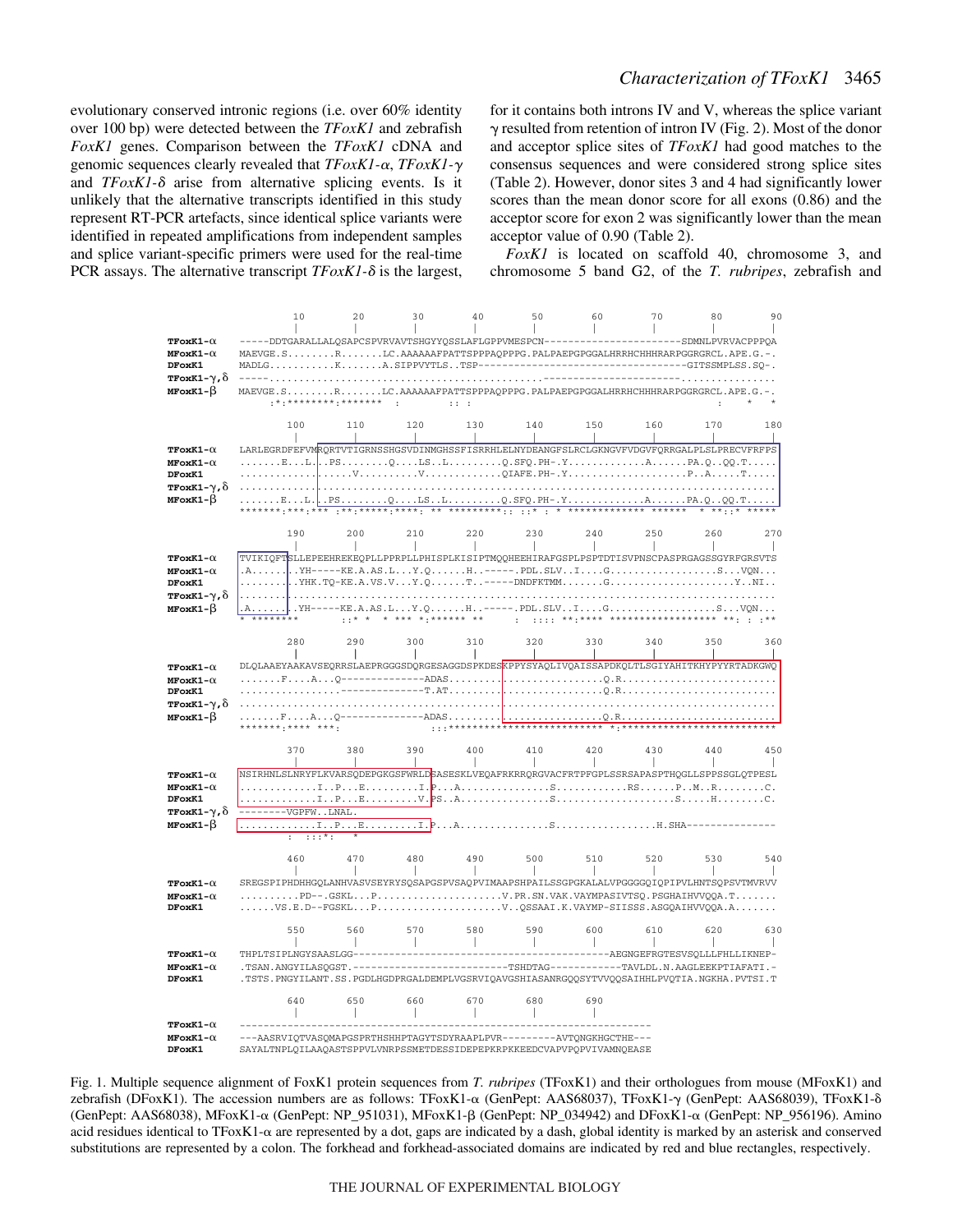evolutionary conserved intronic regions (i.e. over 60% identity over 100 bp) were detected between the *TFoxK1* and zebrafish *FoxK1* genes. Comparison between the *TFoxK1* cDNA and genomic sequences clearly revealed that *TFoxK1-α*, *TFoxK1-γ* and *TFoxK1-δ* arise from alternative splicing events. Is it unlikely that the alternative transcripts identified in this study represent RT-PCR artefacts, since identical splice variants were identified in repeated amplifications from independent samples and splice variant-specific primers were used for the real-time PCR assays. The alternative transcript *TFoxK1-δ* is the largest, for it contains both introns IV and V, whereas the splice variant γ resulted from retention of intron IV (Fig. 2). Most of the donor and acceptor splice sites of *TFoxK1* had good matches to the consensus sequences and were considered strong splice sites (Table 2). However, donor sites 3 and 4 had significantly lower scores than the mean donor score for all exons (0.86) and the acceptor score for exon 2 was significantly lower than the mean acceptor value of 0.90 (Table 2).

*FoxK1* is located on scaffold 40, chromosome 3, and chromosome 5 band G2, of the *T. rubripes*, zebrafish and

```
                10        20        30        40        50        60        70        80        90
                 |         |         |         |         |         |         |         |         |
TFoxK1-α     -----DDTGARALLALQSAPCSPVRVAVTSHGYYQSSLAFLGPPVMESPCN----------------------SDMNLPVRVACPPPQA
MFoxK1-α     MAEVGE.S........R.......LC.AAAAAAFPATTSPPPAQPPPG.PALPAEPGPGGALHRRHCHHHRARPGGRGRCL.APE.G.-.
DFoxK1       MADLG...........K.......A.SIPPVYTLS..TSP---------------------------------GITSSMPLSS.SQ-.
TFoxK1-γ,δ   -----.............................................-----------------------...............
MFoxK1-β     MAEVGE.S........R.......LC.AAAAAAFPATTSPPPAQPPPG.PALPAEPGPGGALHRRHCHHHRARPGGRGRCL.APE.G.-.
                  :*:********:*******  :         :: :                                   :    *   *

               100       110       120       130       140       150       160       170       180
                 |         |         |         |         |         |         |         |         |
TFoxK1-α     LARLEGRDFEFVMRQRTVTIGRNSSHGSVDINMGHSSFISRRHLELNYDEANGFSLRCLGKNGVFVDGVFQRRGALPLSLPRECVFRFPS
MFoxK1-α     .......E...L...PS........Q....LS..L.........Q.SFQ.PH-.Y.............A.......PA.Q..QQ.T.....
DFoxK1       ..............V..........V............QIAFE.PH-.Y....................P..A.....T.....
TFoxK1-γ,δ   ..........................................................................................
MFoxK1-β     .......E...L...PS........Q....LS..L.........Q.SFQ.PH-.Y.............A.......PA.Q..QQ.T.....
             *******:***:*** :**:*****:****: ** *********:: ::* : * ************* ******  * **::* *****

               190       200       210       220       230       240       250       260       270
                 |         |         |         |         |         |         |         |         |
TFoxK1-α     TVIKIQFTSLLEPEEHREKEQPLLPPRPLLPHISPLKISIPTMQQHEEHIRAFGSPLPSPTDTISVPNSCPASPRGAGSSGYRFGRSVTS
MFoxK1-α     .A.........YH-----KE.A.AS.L...Y.Q......H..-----.PDL.SLV..I....G..................S...VQN...
DFoxK1       ..........YHK.TQ-KE.A.VS.V...Y.Q......T..-----DNDFKTMM.......G.....................Y..NI..
TFoxK1-γ,δ   ..........................................................................................
MFoxK1-β     .A.........YH-----KE.A.AS.L...Y.Q......H..-----.PDL.SLV..I....G..................S...VQN...
             * ********          ::* *  * *** *:****** **     :  :::: **:**** ****************** **: : :**

               280       290       300       310       320       330       340       350       360
                 |         |         |         |         |         |         |         |         |
TFoxK1-α     DLQLAAEYAAKAVSEQRRSLAEPRGGGSDQRGESAGGDSPKDESKPPYSYAQLIVQAISSAPDKQLTLSGIYAHITKHYPYYRTADKGWQ
MFoxK1-α     .......F....A...Q-------------ADAS..........................Q.R..........................
DFoxK1       .................-------------T.AT..........................Q.R..........................
TFoxK1-γ,δ   ..........................................................................................
MFoxK1-β     .......F....A...Q-------------ADAS..........................Q.R..........................
             *******:**** ***:               :::*************************** *:**************************

               370       380       390       400       410       420       430       440       450
                 |         |         |         |         |         |         |         |         |
TFoxK1-α     NSIRHNLSLNRYFLKVARSQDEPGKGSFWRLDSASESKLVEQAFRKRRQRGVACFRTPFGPLSSRSAPASPTHQGLLSPPSSGLQTPESL
MFoxK1-α     .............I..P...E.........I.P...A...............S............RS......P..M..R........C.
DFoxK1       .............I..P...E.........V.PS..A...............S....................S.....H........C.
TFoxK1-γ,δ   --------VGPFW..LNAL.
MFoxK1-β     .............I..P...E.........I.P...A...............S.................H.SHA---------------
                 :  :::*:    *

               460       470       480       490       500       510       520       530       540
                 |         |         |         |         |         |         |         |         |
TFoxK1-α     SREGSPIPHDHHGQLANHVASVSEYRYSQSAPGSPVSAQPVIMAAPSHPAILSSGPGKALALVPGGGGQIQPIPVLHNTSQPSVTMVRVV
MFoxK1-α     ..........PD--.GSKL...P.....................V.PR.SN.VAK.VAYMPASIVTSQ.PSGHAIHVVQQA.T.......
DFoxK1       ......VS.E.D--FGSKL...P.....................V..QSSAAI.K.VAYMP-SIISSS.ASGQAIHVVQQA.A.......

               550       560       570       580       590       600       610       620       630
                 |         |         |         |         |         |         |         |         |
TFoxK1-α     THPLTSIPLNGYSAASLGG------------------------------------------AEGNGEFRGTESVSQLLLFHLLIKNEP-
MFoxK1-α     .TSAN.ANGYILASQGST.---------------------------TSHDTAG------------TAVLDL.N.AAGLEEKPTIAFATI.-
DFoxK1       .TSTS.PNGYILANT.SS.PGDLHGDPRGALDEMPLVGSRVIQAVGSHIASANRGQQSYTVVQQSAIHHLPVQTIA.NGKHA.PVTSI.T

               640       650       660       670       680       690
                 |         |         |         |         |         |
TFoxK1-α     ---------------------------------------------------------------------
MFoxK1-α     ---AASRVIQTVASQMAPGSPRTHSHHPTAGYTSDYRAAPLPVR---------AVTQNGKHGCTHE---
DFoxK1       SAYALTNPLQILAAQASTSPPVLVNRPSSMETDESSIDEPEPKRPKKEEDCVAPVPQPVIVAMNQEASE
```

Fig. 1. Multiple sequence alignment of FoxK1 protein sequences from *T. rubripes* (TFoxK1) and their orthologues from mouse (MFoxK1) and zebrafish (DFoxK1). The accession numbers are as follows: TFoxK1-α (GenPept: AAS68037), TFoxK1-γ (GenPept: AAS68039), TFoxK1-δ (GenPept: AAS68038), MFoxK1-α (GenPept: NP_951031), MFoxK1-β (GenPept: NP_034942) and DFoxK1-α (GenPept: NP_956196). Amino acid residues identical to TFoxK1-α are represented by a dot, gaps are indicated by a dash, global identity is marked by an asterisk and conserved substitutions are represented by a colon. The forkhead and forkhead-associated domains are indicated by red and blue rectangles, respectively.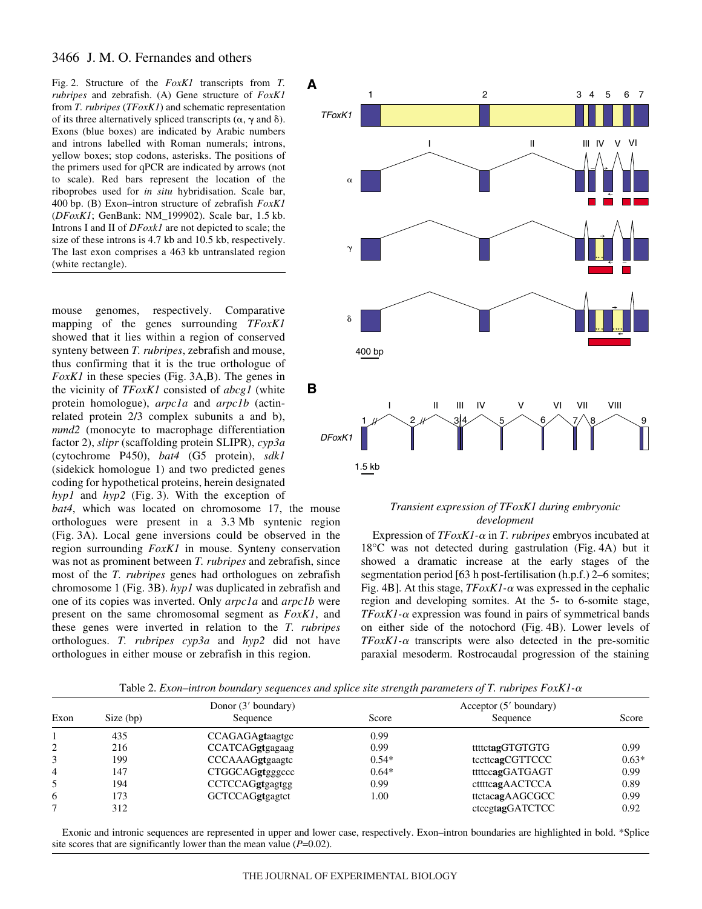Fig. 2. Structure of the *FoxK1* transcripts from *T. rubripes* and zebrafish. (A) Gene structure of *FoxK1* from *T. rubripes* (*TFoxK1*) and schematic representation of its three alternatively spliced transcripts (α, γ and δ). Exons (blue boxes) are indicated by Arabic numbers and introns labelled with Roman numerals; introns, yellow boxes; stop codons, asterisks. The positions of the primers used for qPCR are indicated by arrows (not to scale). Red bars represent the location of the riboprobes used for *in situ* hybridisation. Scale bar, 400 bp. (B) Exon–intron structure of zebrafish *FoxK1* (*DFoxK1*; GenBank: NM_199902). Scale bar, 1.5 kb. Introns I and II of *DFoxk1* are not depicted to scale; the size of these introns is 4.7 kb and 10.5 kb, respectively. The last exon comprises a 463 kb untranslated region (white rectangle).

mouse genomes, respectively. Comparative mapping of the genes surrounding *TFoxK1* showed that it lies within a region of conserved synteny between *T. rubripes*, zebrafish and mouse, thus confirming that it is the true orthologue of *FoxK1* in these species (Fig. 3A,B). The genes in the vicinity of *TFoxK1* consisted of *abcg1* (white protein homologue), *arpc1a* and *arpc1b* (actin-related protein 2/3 complex subunits a and b), *mmd2* (monocyte to macrophage differentiation factor 2), *slipr* (scaffolding protein SLIPR), *cyp3a* (cytochrome P450), *bat4* (G5 protein), *sdk1* (sidekick homologue 1) and two predicted genes coding for hypothetical proteins, herein designated *hyp1* and *hyp2* (Fig. 3). With the exception of *bat4*, which was located on chromosome 17, the mouse orthologues were present in a 3.3 Mb syntenic region (Fig. 3A). Local gene inversions could be observed in the region surrounding *FoxK1* in mouse. Synteny conservation was not as prominent between *T. rubripes* and zebrafish, since most of the *T. rubripes* genes had orthologues on zebrafish chromosome 1 (Fig. 3B). *hyp1* was duplicated in zebrafish and one of its copies was inverted. Only *arpc1a* and *arpc1b* were present on the same chromosomal segment as *FoxK1*, and these genes were inverted in relation to the *T. rubripes* orthologues. *T. rubripes cyp3a* and *hyp2* did not have orthologues in either mouse or zebrafish in this region.

### *Transient expression of TFoxK1 during embryonic development*

Expression of *TFoxK1-α* in *T. rubripes* embryos incubated at 18°C was not detected during gastrulation (Fig. 4A) but it showed a dramatic increase at the early stages of the segmentation period [63 h post-fertilisation (h.p.f.) 2–6 somites; Fig. 4B]. At this stage, *TFoxK1-α* was expressed in the cephalic region and developing somites. At the 5- to 6-somite stage, *TFoxK1-α* expression was found in pairs of symmetrical bands on either side of the notochord (Fig. 4B). Lower levels of *TFoxK1-α* transcripts were also detected in the pre-somitic paraxial mesoderm. Rostrocaudal progression of the staining

Table 2. *Exon–intron boundary sequences and splice site strength parameters of T. rubripes FoxK1-α*

| Exon | Size (bp) | Donor (3′ boundary) Sequence | Score | Acceptor (5′ boundary) Sequence | Score |
|---|---|---|---|---|---|
| 1 | 435 | CCAGAGA**gt**aagtgc | 0.99 | | |
| 2 | 216 | CCATCAG**gt**gagaag | 0.99 | ttttct**ag**GTGTGTG | 0.99 |
| 3 | 199 | CCCAAAG**gt**gaagtc | 0.54* | tccttc**ag**CGTTCCC | 0.63* |
| 4 | 147 | CTGGCAG**gt**gggccc | 0.64* | ttttcc**ag**GATGAGT | 0.99 |
| 5 | 194 | CCTCCAG**gt**gagtgg | 0.99 | cttttc**ag**AACTCCA | 0.89 |
| 6 | 173 | GCTCCAG**gt**gagtct | 1.00 | ttctac**ag**AAGCGCC | 0.99 |
| 7 | 312 | | | ctccgt**ag**GATCTCC | 0.92 |

Exonic and intronic sequences are represented in upper and lower case, respectively. Exon–intron boundaries are highlighted in bold. *Splice site scores that are significantly lower than the mean value ($P$=0.02).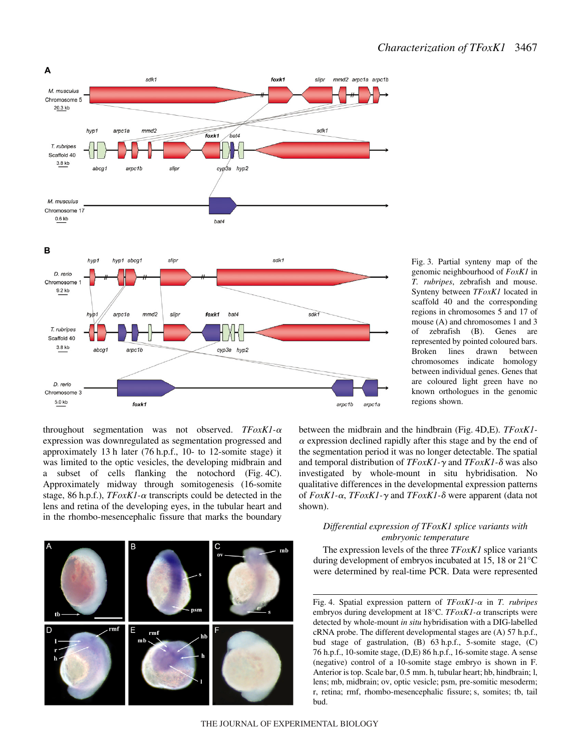Fig. 3. Partial synteny map of the genomic neighbourhood of *FoxK1* in *T. rubripes*, zebrafish and mouse. Synteny between *TFoxK1* located in scaffold 40 and the corresponding regions in chromosomes 5 and 17 of mouse (A) and chromosomes 1 and 3 of zebrafish (B). Genes are represented by pointed coloured bars. Broken lines drawn between chromosomes indicate homology between individual genes. Genes that are coloured light green have no known orthologues in the genomic regions shown.

throughout segmentation was not observed. *TFoxK1-α* expression was downregulated as segmentation progressed and approximately 13 h later (76 h.p.f., 10- to 12-somite stage) it was limited to the optic vesicles, the developing midbrain and a subset of cells flanking the notochord (Fig. 4C). Approximately midway through somitogenesis (16-somite stage, 86 h.p.f.), *TFoxK1-α* transcripts could be detected in the lens and retina of the developing eyes, in the tubular heart and in the rhombo-mesencephalic fissure that marks the boundary between the midbrain and the hindbrain (Fig. 4D,E). *TFoxK1-α* expression declined rapidly after this stage and by the end of the segmentation period it was no longer detectable. The spatial and temporal distribution of *TFoxK1-γ* and *TFoxK1-δ* was also investigated by whole-mount in situ hybridisation. No qualitative differences in the developmental expression patterns of *FoxK1-α*, *TFoxK1-γ* and *TFoxK1-δ* were apparent (data not shown).

Fig. 4. Spatial expression pattern of *TFoxK1-α* in *T. rubripes* embryos during development at 18°C. *TFoxK1-α* transcripts were detected by whole-mount *in situ* hybridisation with a DIG-labelled cRNA probe. The different developmental stages are (A) 57 h.p.f., bud stage of gastrulation, (B) 63 h.p.f., 5-somite stage, (C) 76 h.p.f., 10-somite stage, (D,E) 86 h.p.f., 16-somite stage. A sense (negative) control of a 10-somite stage embryo is shown in F. Anterior is top. Scale bar, 0.5 mm. h, tubular heart; hb, hindbrain; l, lens; mb, midbrain; ov, optic vesicle; psm, pre-somitic mesoderm; r, retina; rmf, rhombo-mesencephalic fissure; s, somites; tb, tail bud.

### *Differential expression of TFoxK1 splice variants with embryonic temperature*

The expression levels of the three *TFoxK1* splice variants during development of embryos incubated at 15, 18 or 21°C were determined by real-time PCR. Data were represented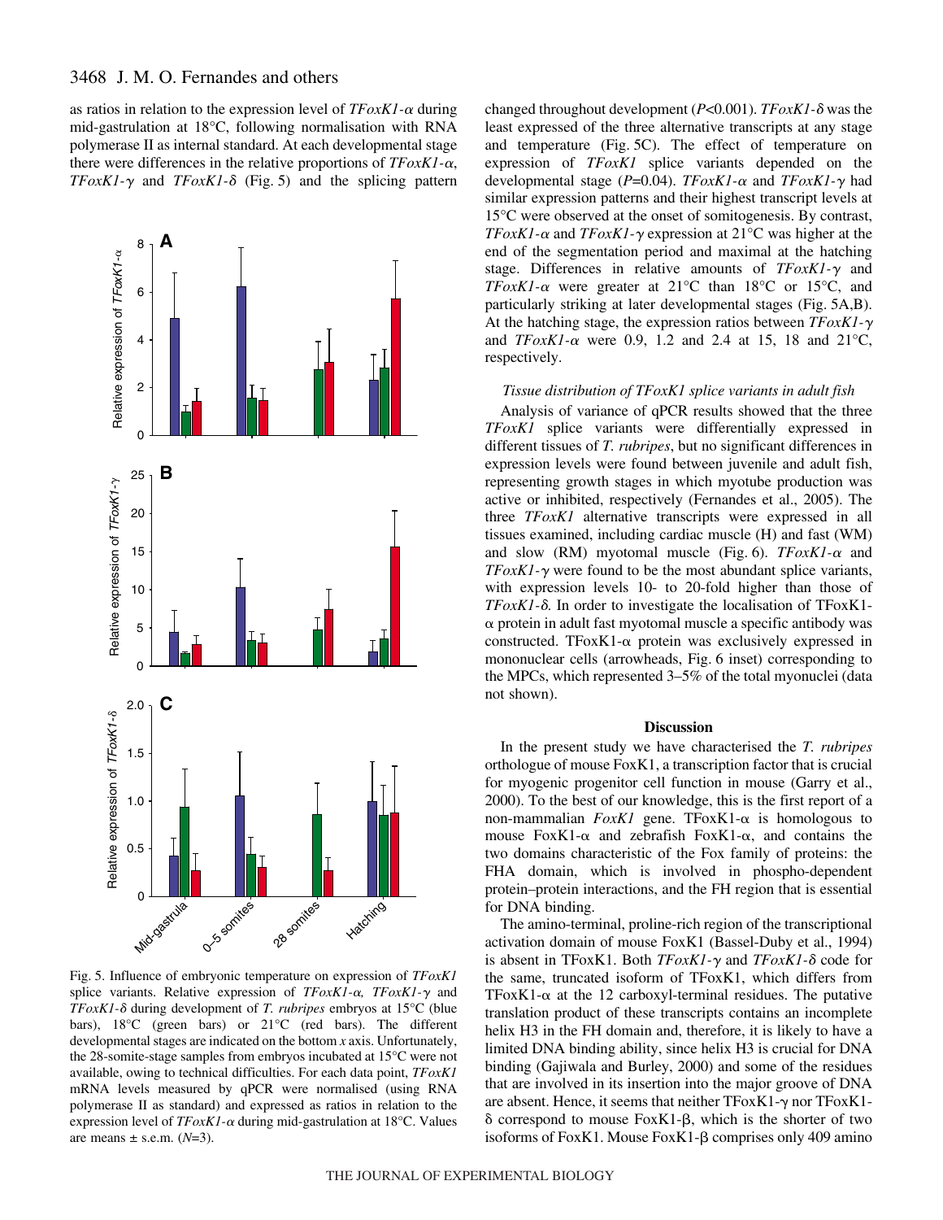as ratios in relation to the expression level of *TFoxK1-α* during mid-gastrulation at 18°C, following normalisation with RNA polymerase II as internal standard. At each developmental stage there were differences in the relative proportions of *TFoxK1-α*, *TFoxK1-γ* and *TFoxK1-δ* (Fig. 5) and the splicing pattern changed throughout development ($P$<0.001). *TFoxK1-δ* was the least expressed of the three alternative transcripts at any stage and temperature (Fig. 5C). The effect of temperature on expression of *TFoxK1* splice variants depended on the developmental stage ($P$=0.04). *TFoxK1-α* and *TFoxK1-γ* had similar expression patterns and their highest transcript levels at 15°C were observed at the onset of somitogenesis. By contrast, *TFoxK1-α* and *TFoxK1-γ* expression at 21°C was higher at the end of the segmentation period and maximal at the hatching stage. Differences in relative amounts of *TFoxK1-γ* and *TFoxK1-α* were greater at 21°C than 18°C or 15°C, and particularly striking at later developmental stages (Fig. 5A,B). At the hatching stage, the expression ratios between *TFoxK1-γ* and *TFoxK1-α* were 0.9, 1.2 and 2.4 at 15, 18 and 21°C, respectively.

Fig. 5. Influence of embryonic temperature on expression of *TFoxK1* splice variants. Relative expression of *TFoxK1-α*, *TFoxK1-γ* and *TFoxK1-δ* during development of *T. rubripes* embryos at 15°C (blue bars), 18°C (green bars) or 21°C (red bars). The different developmental stages are indicated on the bottom *x* axis. Unfortunately, the 28-somite-stage samples from embryos incubated at 15°C were not available, owing to technical difficulties. For each data point, *TFoxK1* mRNA levels measured by qPCR were normalised (using RNA polymerase II as standard) and expressed as ratios in relation to the expression level of *TFoxK1-α* during mid-gastrulation at 18°C. Values are means ± s.e.m. ($N$=3).

### *Tissue distribution of TFoxK1 splice variants in adult fish*

Analysis of variance of qPCR results showed that the three *TFoxK1* splice variants were differentially expressed in different tissues of *T. rubripes*, but no significant differences in expression levels were found between juvenile and adult fish, representing growth stages in which myotube production was active or inhibited, respectively (Fernandes et al., 2005). The three *TFoxK1* alternative transcripts were expressed in all tissues examined, including cardiac muscle (H) and fast (WM) and slow (RM) myotomal muscle (Fig. 6). *TFoxK1-α* and *TFoxK1-γ* were found to be the most abundant splice variants, with expression levels 10- to 20-fold higher than those of *TFoxK1-δ*. In order to investigate the localisation of TFoxK1-α protein in adult fast myotomal muscle a specific antibody was constructed. TFoxK1-α protein was exclusively expressed in mononuclear cells (arrowheads, Fig. 6 inset) corresponding to the MPCs, which represented 3–5% of the total myonuclei (data not shown).

## Discussion

In the present study we have characterised the *T. rubripes* orthologue of mouse FoxK1, a transcription factor that is crucial for myogenic progenitor cell function in mouse (Garry et al., 2000). To the best of our knowledge, this is the first report of a non-mammalian *FoxK1* gene. TFoxK1-α is homologous to mouse FoxK1-α and zebrafish FoxK1-α, and contains the two domains characteristic of the Fox family of proteins: the FHA domain, which is involved in phospho-dependent protein–protein interactions, and the FH region that is essential for DNA binding.

The amino-terminal, proline-rich region of the transcriptional activation domain of mouse FoxK1 (Bassel-Duby et al., 1994) is absent in TFoxK1. Both *TFoxK1-γ* and *TFoxK1-δ* code for the same, truncated isoform of TFoxK1, which differs from TFoxK1-α at the 12 carboxyl-terminal residues. The putative translation product of these transcripts contains an incomplete helix H3 in the FH domain and, therefore, it is likely to have a limited DNA binding ability, since helix H3 is crucial for DNA binding (Gajiwala and Burley, 2000) and some of the residues that are involved in its insertion into the major groove of DNA are absent. Hence, it seems that neither TFoxK1-γ nor TFoxK1-δ correspond to mouse FoxK1-β, which is the shorter of two isoforms of FoxK1. Mouse FoxK1-β comprises only 409 amino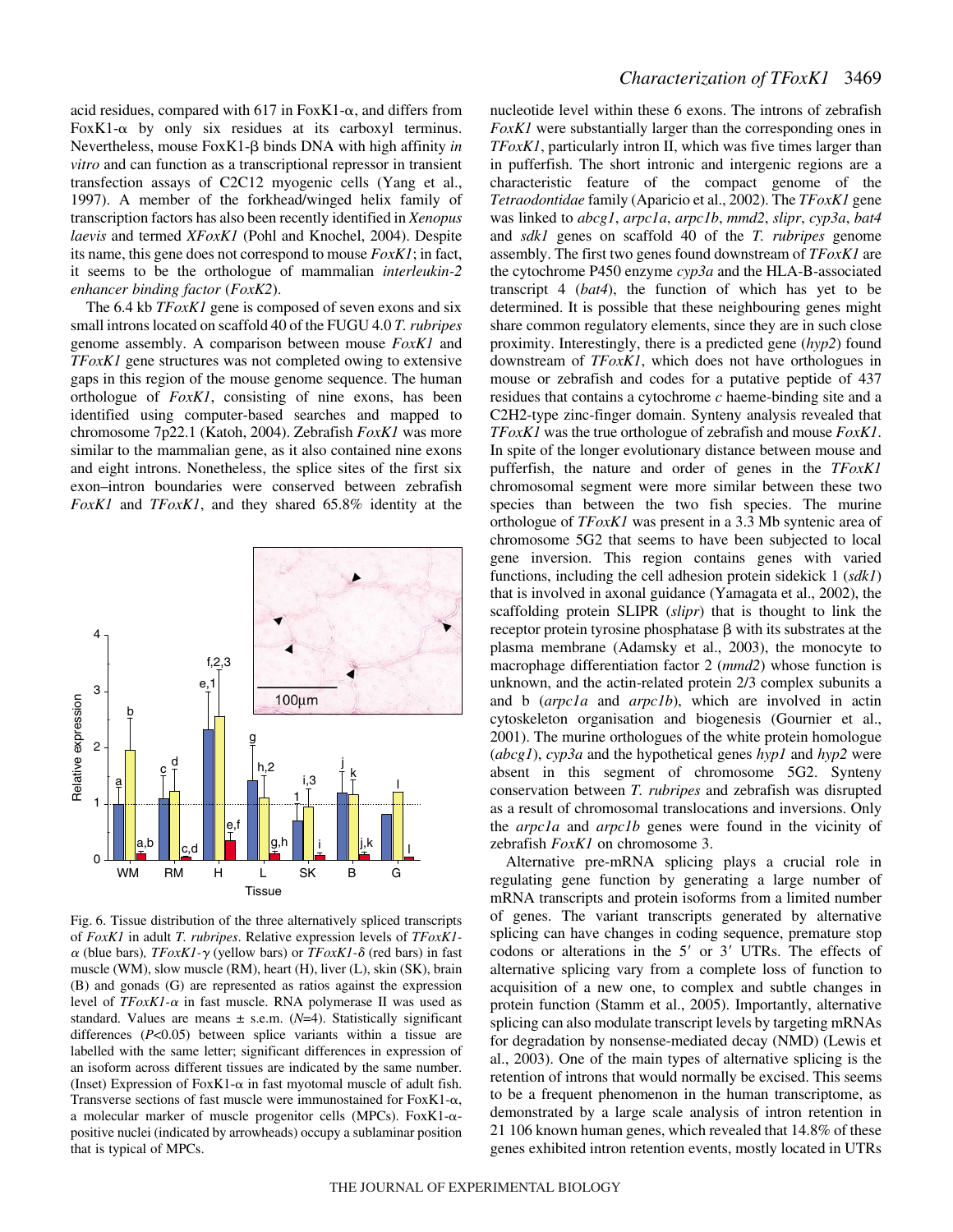acid residues, compared with 617 in FoxK1-α, and differs from FoxK1-α by only six residues at its carboxyl terminus. Nevertheless, mouse FoxK1-β binds DNA with high affinity *in vitro* and can function as a transcriptional repressor in transient transfection assays of C2C12 myogenic cells (Yang et al., 1997). A member of the forkhead/winged helix family of transcription factors has also been recently identified in *Xenopus laevis* and termed *XFoxK1* (Pohl and Knochel, 2004). Despite its name, this gene does not correspond to mouse *FoxK1*; in fact, it seems to be the orthologue of mammalian *interleukin-2 enhancer binding factor* (*FoxK2*).

The 6.4 kb *TFoxK1* gene is composed of seven exons and six small introns located on scaffold 40 of the FUGU 4.0 *T. rubripes* genome assembly. A comparison between mouse *FoxK1* and *TFoxK1* gene structures was not completed owing to extensive gaps in this region of the mouse genome sequence. The human orthologue of *FoxK1*, consisting of nine exons, has been identified using computer-based searches and mapped to chromosome 7p22.1 (Katoh, 2004). Zebrafish *FoxK1* was more similar to the mammalian gene, as it also contained nine exons and eight introns. Nonetheless, the splice sites of the first six exon–intron boundaries were conserved between zebrafish *FoxK1* and *TFoxK1*, and they shared 65.8% identity at the nucleotide level within these 6 exons. The introns of zebrafish *FoxK1* were substantially larger than the corresponding ones in *TFoxK1*, particularly intron II, which was five times larger than in pufferfish. The short intronic and intergenic regions are a characteristic feature of the compact genome of the *Tetraodontidae* family (Aparicio et al., 2002). The *TFoxK1* gene was linked to *abcg1*, *arpc1a*, *arpc1b*, *mmd2*, *slipr*, *cyp3a*, *bat4* and *sdk1* genes on scaffold 40 of the *T. rubripes* genome assembly. The first two genes found downstream of *TFoxK1* are the cytochrome P450 enzyme *cyp3a* and the HLA-B-associated transcript 4 (*bat4*), the function of which has yet to be determined. It is possible that these neighbouring genes might share common regulatory elements, since they are in such close proximity. Interestingly, there is a predicted gene (*hyp2*) found downstream of *TFoxK1*, which does not have orthologues in mouse or zebrafish and codes for a putative peptide of 437 residues that contains a cytochrome *c* haeme-binding site and a C2H2-type zinc-finger domain. Synteny analysis revealed that *TFoxK1* was the true orthologue of zebrafish and mouse *FoxK1*. In spite of the longer evolutionary distance between mouse and pufferfish, the nature and order of genes in the *TFoxK1* chromosomal segment were more similar between these two species than between the two fish species. The murine orthologue of *TFoxK1* was present in a 3.3 Mb syntenic area of chromosome 5G2 that seems to have been subjected to local gene inversion. This region contains genes with varied functions, including the cell adhesion protein sidekick 1 (*sdk1*) that is involved in axonal guidance (Yamagata et al., 2002), the scaffolding protein SLIPR (*slipr*) that is thought to link the receptor protein tyrosine phosphatase β with its substrates at the plasma membrane (Adamsky et al., 2003), the monocyte to macrophage differentiation factor 2 (*mmd2*) whose function is unknown, and the actin-related protein 2/3 complex subunits a and b (*arpc1a* and *arpc1b*), which are involved in actin cytoskeleton organisation and biogenesis (Gournier et al., 2001). The murine orthologues of the white protein homologue (*abcg1*), *cyp3a* and the hypothetical genes *hyp1* and *hyp2* were absent in this segment of chromosome 5G2. Synteny conservation between *T. rubripes* and zebrafish was disrupted as a result of chromosomal translocations and inversions. Only the *arpc1a* and *arpc1b* genes were found in the vicinity of zebrafish *FoxK1* on chromosome 3.

Fig. 6. Tissue distribution of the three alternatively spliced transcripts of *FoxK1* in adult *T. rubripes*. Relative expression levels of *TFoxK1-α* (blue bars), *TFoxK1-γ* (yellow bars) or *TFoxK1-δ* (red bars) in fast muscle (WM), slow muscle (RM), heart (H), liver (L), skin (SK), brain (B) and gonads (G) are represented as ratios against the expression level of *TFoxK1-α* in fast muscle. RNA polymerase II was used as standard. Values are means ± s.e.m. ($N$=4). Statistically significant differences ($P$<0.05) between splice variants within a tissue are labelled with the same letter; significant differences in expression of an isoform across different tissues are indicated by the same number. (Inset) Expression of FoxK1-α in fast myotomal muscle of adult fish. Transverse sections of fast muscle were immunostained for FoxK1-α, a molecular marker of muscle progenitor cells (MPCs). FoxK1-α-positive nuclei (indicated by arrowheads) occupy a sublaminar position that is typical of MPCs.

Alternative pre-mRNA splicing plays a crucial role in regulating gene function by generating a large number of mRNA transcripts and protein isoforms from a limited number of genes. The variant transcripts generated by alternative splicing can have changes in coding sequence, premature stop codons or alterations in the 5′ or 3′ UTRs. The effects of alternative splicing vary from a complete loss of function to acquisition of a new one, to complex and subtle changes in protein function (Stamm et al., 2005). Importantly, alternative splicing can also modulate transcript levels by targeting mRNAs for degradation by nonsense-mediated decay (NMD) (Lewis et al., 2003). One of the main types of alternative splicing is the retention of introns that would normally be excised. This seems to be a frequent phenomenon in the human transcriptome, as demonstrated by a large scale analysis of intron retention in 21 106 known human genes, which revealed that 14.8% of these genes exhibited intron retention events, mostly located in UTRs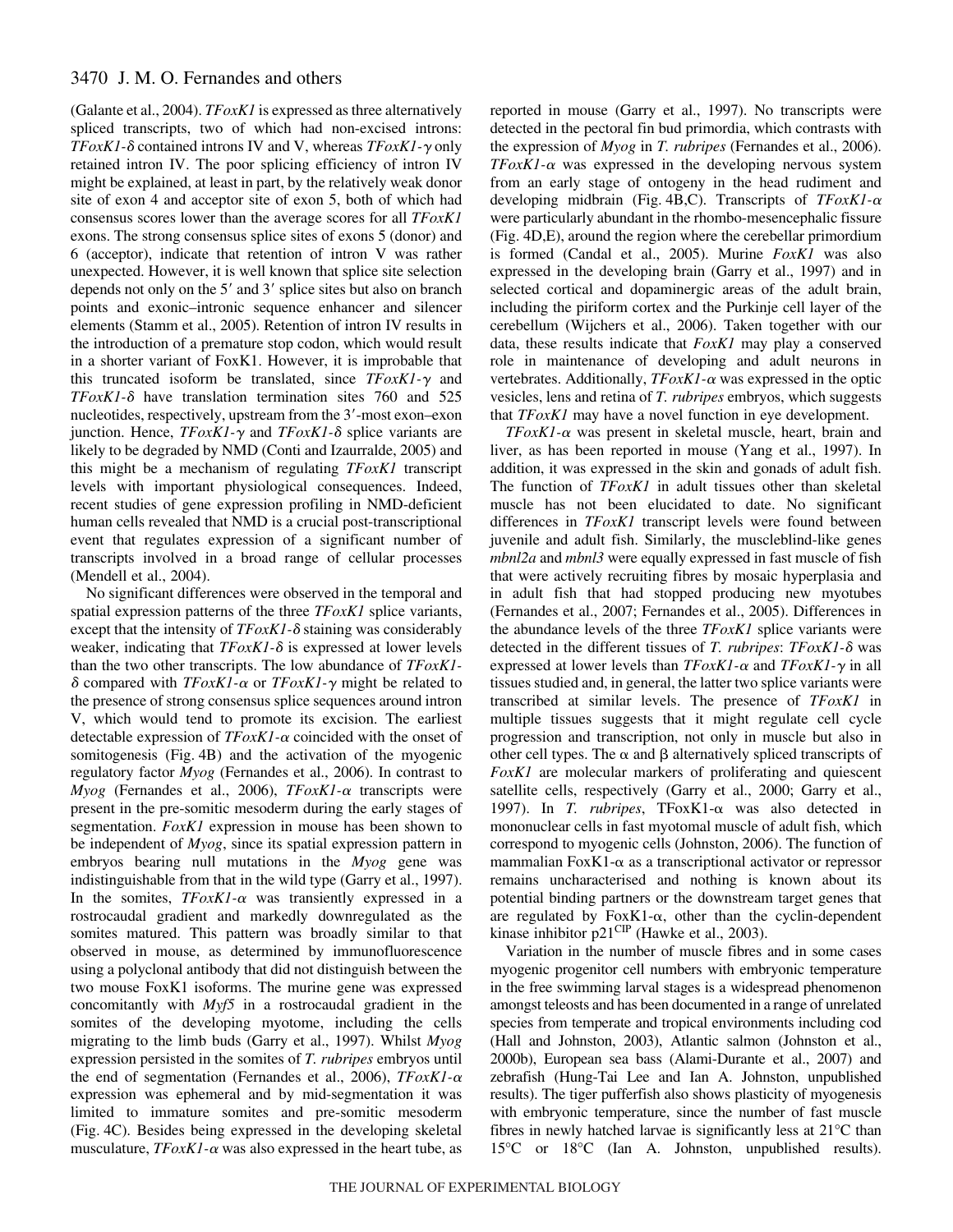(Galante et al., 2004). *TFoxK1* is expressed as three alternatively spliced transcripts, two of which had non-excised introns: *TFoxK1-δ* contained introns IV and V, whereas *TFoxK1-γ* only retained intron IV. The poor splicing efficiency of intron IV might be explained, at least in part, by the relatively weak donor site of exon 4 and acceptor site of exon 5, both of which had consensus scores lower than the average scores for all *TFoxK1* exons. The strong consensus splice sites of exons 5 (donor) and 6 (acceptor), indicate that retention of intron V was rather unexpected. However, it is well known that splice site selection depends not only on the 5′ and 3′ splice sites but also on branch points and exonic–intronic sequence enhancer and silencer elements (Stamm et al., 2005). Retention of intron IV results in the introduction of a premature stop codon, which would result in a shorter variant of FoxK1. However, it is improbable that this truncated isoform be translated, since *TFoxK1-γ* and *TFoxK1-δ* have translation termination sites 760 and 525 nucleotides, respectively, upstream from the 3′-most exon–exon junction. Hence, *TFoxK1-γ* and *TFoxK1-δ* splice variants are likely to be degraded by NMD (Conti and Izaurralde, 2005) and this might be a mechanism of regulating *TFoxK1* transcript levels with important physiological consequences. Indeed, recent studies of gene expression profiling in NMD-deficient human cells revealed that NMD is a crucial post-transcriptional event that regulates expression of a significant number of transcripts involved in a broad range of cellular processes (Mendell et al., 2004).

No significant differences were observed in the temporal and spatial expression patterns of the three *TFoxK1* splice variants, except that the intensity of *TFoxK1-δ* staining was considerably weaker, indicating that *TFoxK1-δ* is expressed at lower levels than the two other transcripts. The low abundance of *TFoxK1-δ* compared with *TFoxK1-α* or *TFoxK1-γ* might be related to the presence of strong consensus splice sequences around intron V, which would tend to promote its excision. The earliest detectable expression of *TFoxK1-α* coincided with the onset of somitogenesis (Fig. 4B) and the activation of the myogenic regulatory factor *Myog* (Fernandes et al., 2006). In contrast to *Myog* (Fernandes et al., 2006), *TFoxK1-α* transcripts were present in the pre-somitic mesoderm during the early stages of segmentation. *FoxK1* expression in mouse has been shown to be independent of *Myog*, since its spatial expression pattern in embryos bearing null mutations in the *Myog* gene was indistinguishable from that in the wild type (Garry et al., 1997). In the somites, *TFoxK1-α* was transiently expressed in a rostrocaudal gradient and markedly downregulated as the somites matured. This pattern was broadly similar to that observed in mouse, as determined by immunofluorescence using a polyclonal antibody that did not distinguish between the two mouse FoxK1 isoforms. The murine gene was expressed concomitantly with *Myf5* in a rostrocaudal gradient in the somites of the developing myotome, including the cells migrating to the limb buds (Garry et al., 1997). Whilst *Myog* expression persisted in the somites of *T. rubripes* embryos until the end of segmentation (Fernandes et al., 2006), *TFoxK1-α* expression was ephemeral and by mid-segmentation it was limited to immature somites and pre-somitic mesoderm (Fig. 4C). Besides being expressed in the developing skeletal musculature, *TFoxK1-α* was also expressed in the heart tube, as reported in mouse (Garry et al., 1997). No transcripts were detected in the pectoral fin bud primordia, which contrasts with the expression of *Myog* in *T. rubripes* (Fernandes et al., 2006). *TFoxK1-α* was expressed in the developing nervous system from an early stage of ontogeny in the head rudiment and developing midbrain (Fig. 4B,C). Transcripts of *TFoxK1-α* were particularly abundant in the rhombo-mesencephalic fissure (Fig. 4D,E), around the region where the cerebellar primordium is formed (Candal et al., 2005). Murine *FoxK1* was also expressed in the developing brain (Garry et al., 1997) and in selected cortical and dopaminergic areas of the adult brain, including the piriform cortex and the Purkinje cell layer of the cerebellum (Wijchers et al., 2006). Taken together with our data, these results indicate that *FoxK1* may play a conserved role in maintenance of developing and adult neurons in vertebrates. Additionally, *TFoxK1-α* was expressed in the optic vesicles, lens and retina of *T. rubripes* embryos, which suggests that *TFoxK1* may have a novel function in eye development.

*TFoxK1-α* was present in skeletal muscle, heart, brain and liver, as has been reported in mouse (Yang et al., 1997). In addition, it was expressed in the skin and gonads of adult fish. The function of *TFoxK1* in adult tissues other than skeletal muscle has not been elucidated to date. No significant differences in *TFoxK1* transcript levels were found between juvenile and adult fish. Similarly, the muscleblind-like genes *mbnl2a* and *mbnl3* were equally expressed in fast muscle of fish that were actively recruiting fibres by mosaic hyperplasia and in adult fish that had stopped producing new myotubes (Fernandes et al., 2007; Fernandes et al., 2005). Differences in the abundance levels of the three *TFoxK1* splice variants were detected in the different tissues of *T. rubripes*: *TFoxK1-δ* was expressed at lower levels than *TFoxK1-α* and *TFoxK1-γ* in all tissues studied and, in general, the latter two splice variants were transcribed at similar levels. The presence of *TFoxK1* in multiple tissues suggests that it might regulate cell cycle progression and transcription, not only in muscle but also in other cell types. The α and β alternatively spliced transcripts of *FoxK1* are molecular markers of proliferating and quiescent satellite cells, respectively (Garry et al., 2000; Garry et al., 1997). In *T. rubripes*, TFoxK1-α was also detected in mononuclear cells in fast myotomal muscle of adult fish, which correspond to myogenic cells (Johnston, 2006). The function of mammalian FoxK1-α as a transcriptional activator or repressor remains uncharacterised and nothing is known about its potential binding partners or the downstream target genes that are regulated by FoxK1-α, other than the cyclin-dependent kinase inhibitor p21[CIP] (Hawke et al., 2003).

Variation in the number of muscle fibres and in some cases myogenic progenitor cell numbers with embryonic temperature in the free swimming larval stages is a widespread phenomenon amongst teleosts and has been documented in a range of unrelated species from temperate and tropical environments including cod (Hall and Johnston, 2003), Atlantic salmon (Johnston et al., 2000b), European sea bass (Alami-Durante et al., 2007) and zebrafish (Hung-Tai Lee and Ian A. Johnston, unpublished results). The tiger pufferfish also shows plasticity of myogenesis with embryonic temperature, since the number of fast muscle fibres in newly hatched larvae is significantly less at 21°C than 15°C or 18°C (Ian A. Johnston, unpublished results).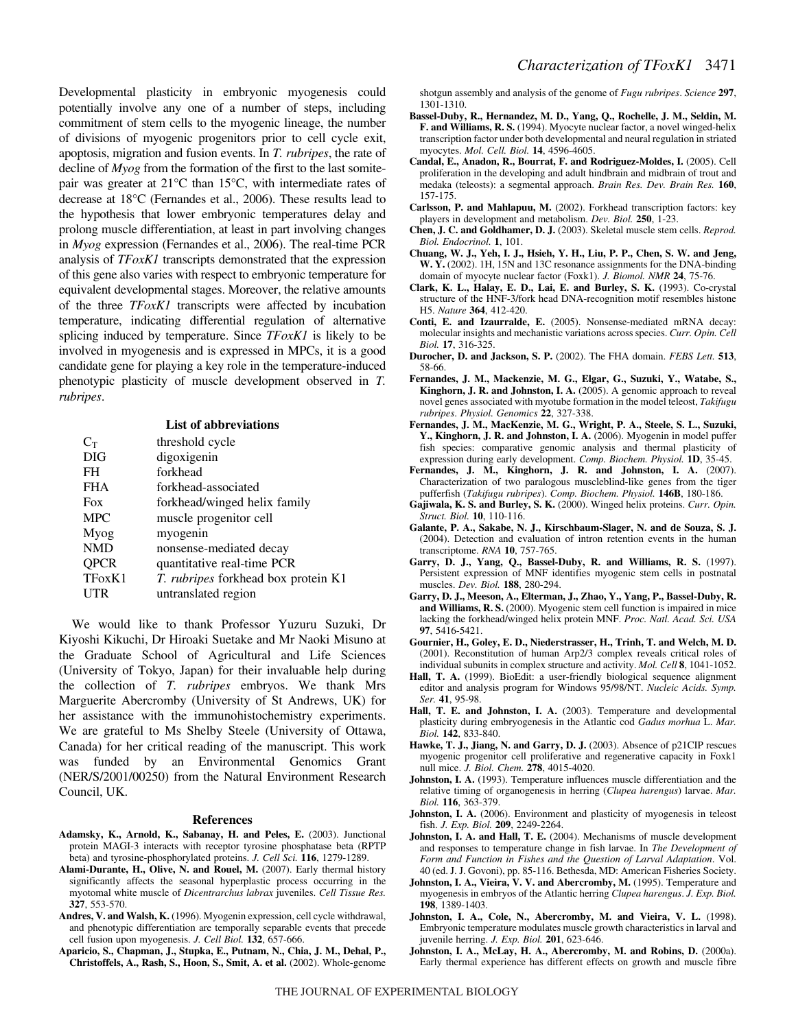Developmental plasticity in embryonic myogenesis could potentially involve any one of a number of steps, including commitment of stem cells to the myogenic lineage, the number of divisions of myogenic progenitors prior to cell cycle exit, apoptosis, migration and fusion events. In *T. rubripes*, the rate of decline of *Myog* from the formation of the first to the last somite-pair was greater at 21°C than 15°C, with intermediate rates of decrease at 18°C (Fernandes et al., 2006). These results lead to the hypothesis that lower embryonic temperatures delay and prolong muscle differentiation, at least in part involving changes in *Myog* expression (Fernandes et al., 2006). The real-time PCR analysis of *TFoxK1* transcripts demonstrated that the expression of this gene also varies with respect to embryonic temperature for equivalent developmental stages. Moreover, the relative amounts of the three *TFoxK1* transcripts were affected by incubation temperature, indicating differential regulation of alternative splicing induced by temperature. Since *TFoxK1* is likely to be involved in myogenesis and is expressed in MPCs, it is a good candidate gene for playing a key role in the temperature-induced phenotypic plasticity of muscle development observed in *T. rubripes*.

## List of abbreviations

| | |
|---|---|
| $C_T$ | threshold cycle |
| DIG | digoxigenin |
| FH | forkhead |
| FHA | forkhead-associated |
| Fox | forkhead/winged helix family |
| MPC | muscle progenitor cell |
| Myog | myogenin |
| NMD | nonsense-mediated decay |
| QPCR | quantitative real-time PCR |
| TFoxK1 | *T. rubripes* forkhead box protein K1 |
| UTR | untranslated region |

We would like to thank Professor Yuzuru Suzuki, Dr Kiyoshi Kikuchi, Dr Hiroaki Suetake and Mr Naoki Misuno at the Graduate School of Agricultural and Life Sciences (University of Tokyo, Japan) for their invaluable help during the collection of *T. rubripes* embryos. We thank Mrs Marguerite Abercromby (University of St Andrews, UK) for her assistance with the immunohistochemistry experiments. We are grateful to Ms Shelby Steele (University of Ottawa, Canada) for her critical reading of the manuscript. This work was funded by an Environmental Genomics Grant (NER/S/2001/00250) from the Natural Environment Research Council, UK.

## References

**Adamsky, K., Arnold, K., Sabanay, H. and Peles, E.** (2003). Junctional protein MAGI-3 interacts with receptor tyrosine phosphatase beta (RPTP beta) and tyrosine-phosphorylated proteins. *J. Cell Sci.* **116**, 1279-1289.

**Alami-Durante, H., Olive, N. and Rouel, M.** (2007). Early thermal history significantly affects the seasonal hyperplastic process occurring in the myotomal white muscle of *Dicentrarchus labrax* juveniles. *Cell Tissue Res.* **327**, 553-570.

**Andres, V. and Walsh, K.** (1996). Myogenin expression, cell cycle withdrawal, and phenotypic differentiation are temporally separable events that precede cell fusion upon myogenesis. *J. Cell Biol.* **132**, 657-666.

**Aparicio, S., Chapman, J., Stupka, E., Putnam, N., Chia, J. M., Dehal, P., Christoffels, A., Rash, S., Hoon, S., Smit, A. et al.** (2002). Whole-genome shotgun assembly and analysis of the genome of *Fugu rubripes*. *Science* **297**, 1301-1310.

**Bassel-Duby, R., Hernandez, M. D., Yang, Q., Rochelle, J. M., Seldin, M. F. and Williams, R. S.** (1994). Myocyte nuclear factor, a novel winged-helix transcription factor under both developmental and neural regulation in striated myocytes. *Mol. Cell. Biol.* **14**, 4596-4605.

**Candal, E., Anadon, R., Bourrat, F. and Rodriguez-Moldes, I.** (2005). Cell proliferation in the developing and adult hindbrain and midbrain of trout and medaka (teleosts): a segmental approach. *Brain Res. Dev. Brain Res.* **160**, 157-175.

**Carlsson, P. and Mahlapuu, M.** (2002). Forkhead transcription factors: key players in development and metabolism. *Dev. Biol.* **250**, 1-23.

**Chen, J. C. and Goldhamer, D. J.** (2003). Skeletal muscle stem cells. *Reprod. Biol. Endocrinol.* **1**, 101.

**Chuang, W. J., Yeh, I. J., Hsieh, Y. H., Liu, P. P., Chen, S. W. and Jeng, W. Y.** (2002). 1H, 15N and 13C resonance assignments for the DNA-binding domain of myocyte nuclear factor (Foxk1). *J. Biomol. NMR* **24**, 75-76.

**Clark, K. L., Halay, E. D., Lai, E. and Burley, S. K.** (1993). Co-crystal structure of the HNF-3/fork head DNA-recognition motif resembles histone H5. *Nature* **364**, 412-420.

**Conti, E. and Izaurralde, E.** (2005). Nonsense-mediated mRNA decay: molecular insights and mechanistic variations across species. *Curr. Opin. Cell Biol.* **17**, 316-325.

**Durocher, D. and Jackson, S. P.** (2002). The FHA domain. *FEBS Lett.* **513**, 58-66.

**Fernandes, J. M., Mackenzie, M. G., Elgar, G., Suzuki, Y., Watabe, S., Kinghorn, J. R. and Johnston, I. A.** (2005). A genomic approach to reveal novel genes associated with myotube formation in the model teleost, *Takifugu rubripes*. *Physiol. Genomics* **22**, 327-338.

**Fernandes, J. M., MacKenzie, M. G., Wright, P. A., Steele, S. L., Suzuki, Y., Kinghorn, J. R. and Johnston, I. A.** (2006). Myogenin in model puffer fish species: comparative genomic analysis and thermal plasticity of expression during early development. *Comp. Biochem. Physiol.* **1D**, 35-45.

**Fernandes, J. M., Kinghorn, J. R. and Johnston, I. A.** (2007). Characterization of two paralogous muscleblind-like genes from the tiger pufferfish (*Takifugu rubripes*). *Comp. Biochem. Physiol.* **146B**, 180-186.

**Gajiwala, K. S. and Burley, S. K.** (2000). Winged helix proteins. *Curr. Opin. Struct. Biol.* **10**, 110-116.

**Galante, P. A., Sakabe, N. J., Kirschbaum-Slager, N. and de Souza, S. J.** (2004). Detection and evaluation of intron retention events in the human transcriptome. *RNA* **10**, 757-765.

**Garry, D. J., Yang, Q., Bassel-Duby, R. and Williams, R. S.** (1997). Persistent expression of MNF identifies myogenic stem cells in postnatal muscles. *Dev. Biol.* **188**, 280-294.

**Garry, D. J., Meeson, A., Elterman, J., Zhao, Y., Yang, P., Bassel-Duby, R. and Williams, R. S.** (2000). Myogenic stem cell function is impaired in mice lacking the forkhead/winged helix protein MNF. *Proc. Natl. Acad. Sci. USA* **97**, 5416-5421.

**Gournier, H., Goley, E. D., Niederstrasser, H., Trinh, T. and Welch, M. D.** (2001). Reconstitution of human Arp2/3 complex reveals critical roles of individual subunits in complex structure and activity. *Mol. Cell* **8**, 1041-1052.

**Hall, T. A.** (1999). BioEdit: a user-friendly biological sequence alignment editor and analysis program for Windows 95/98/NT. *Nucleic Acids. Symp. Ser.* **41**, 95-98.

**Hall, T. E. and Johnston, I. A.** (2003). Temperature and developmental plasticity during embryogenesis in the Atlantic cod *Gadus morhua* L. *Mar. Biol.* **142**, 833-840.

**Hawke, T. J., Jiang, N. and Garry, D. J.** (2003). Absence of p21CIP rescues myogenic progenitor cell proliferative and regenerative capacity in Foxk1 null mice. *J. Biol. Chem.* **278**, 4015-4020.

**Johnston, I. A.** (1993). Temperature influences muscle differentiation and the relative timing of organogenesis in herring (*Clupea harengus*) larvae. *Mar. Biol.* **116**, 363-379.

**Johnston, I. A.** (2006). Environment and plasticity of myogenesis in teleost fish. *J. Exp. Biol.* **209**, 2249-2264.

**Johnston, I. A. and Hall, T. E.** (2004). Mechanisms of muscle development and responses to temperature change in fish larvae. In *The Development of Form and Function in Fishes and the Question of Larval Adaptation*. Vol. 40 (ed. J. J. Govoni), pp. 85-116. Bethesda, MD: American Fisheries Society.

**Johnston, I. A., Vieira, V. V. and Abercromby, M.** (1995). Temperature and myogenesis in embryos of the Atlantic herring *Clupea harengus*. *J. Exp. Biol.* **198**, 1389-1403.

**Johnston, I. A., Cole, N., Abercromby, M. and Vieira, V. L.** (1998). Embryonic temperature modulates muscle growth characteristics in larval and juvenile herring. *J. Exp. Biol.* **201**, 623-646.

**Johnston, I. A., McLay, H. A., Abercromby, M. and Robins, D.** (2000a). Early thermal experience has different effects on growth and muscle fibre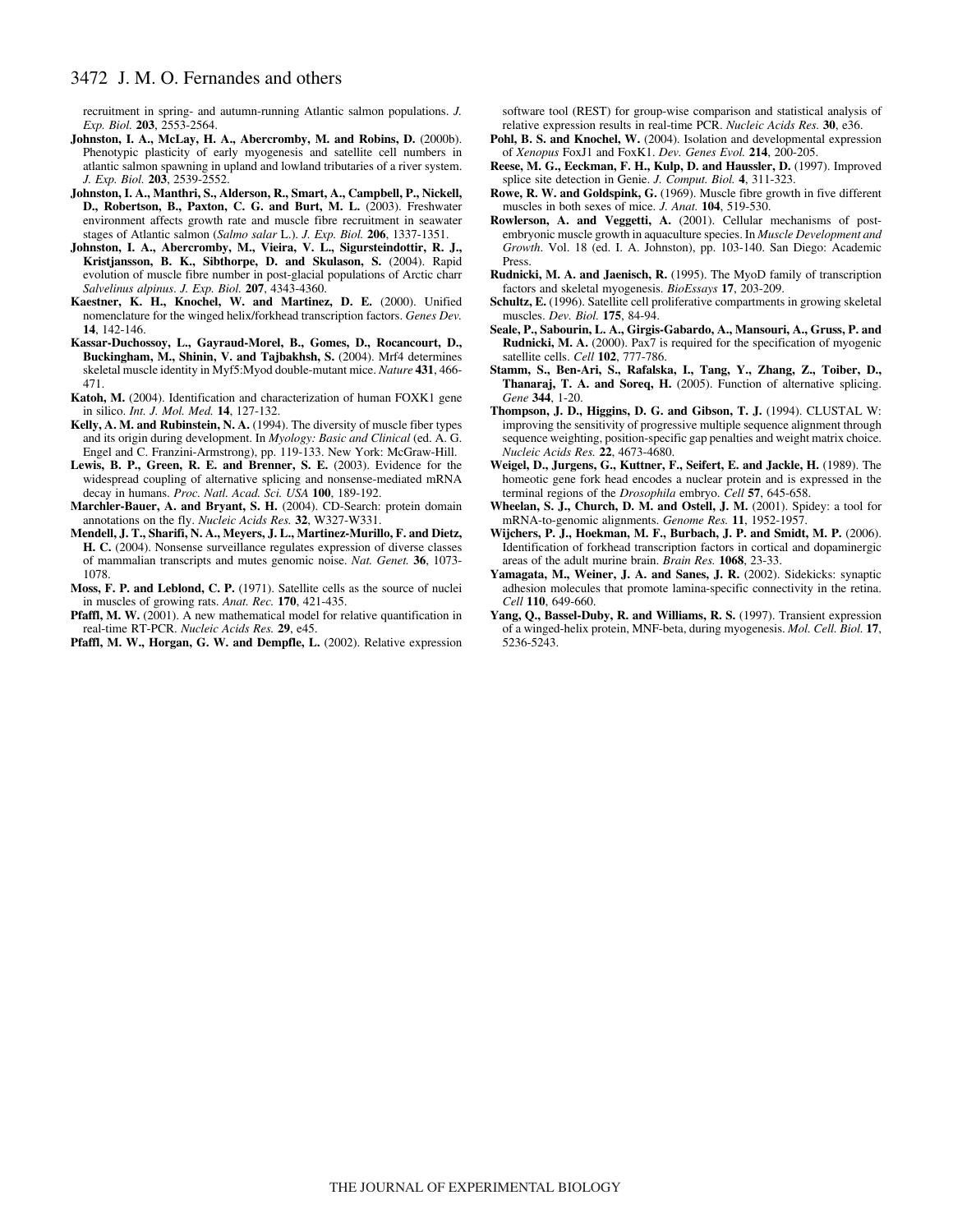recruitment in spring- and autumn-running Atlantic salmon populations. *J. Exp. Biol.* **203**, 2553-2564.

**Johnston, I. A., McLay, H. A., Abercromby, M. and Robins, D.** (2000b). Phenotypic plasticity of early myogenesis and satellite cell numbers in atlantic salmon spawning in upland and lowland tributaries of a river system. *J. Exp. Biol.* **203**, 2539-2552.

**Johnston, I. A., Manthri, S., Alderson, R., Smart, A., Campbell, P., Nickell, D., Robertson, B., Paxton, C. G. and Burt, M. L.** (2003). Freshwater environment affects growth rate and muscle fibre recruitment in seawater stages of Atlantic salmon (*Salmo salar* L.). *J. Exp. Biol.* **206**, 1337-1351.

**Johnston, I. A., Abercromby, M., Vieira, V. L., Sigursteindottir, R. J., Kristjansson, B. K., Sibthorpe, D. and Skulason, S.** (2004). Rapid evolution of muscle fibre number in post-glacial populations of Arctic charr *Salvelinus alpinus*. *J. Exp. Biol.* **207**, 4343-4360.

**Kaestner, K. H., Knochel, W. and Martinez, D. E.** (2000). Unified nomenclature for the winged helix/forkhead transcription factors. *Genes Dev.* **14**, 142-146.

**Kassar-Duchossoy, L., Gayraud-Morel, B., Gomes, D., Rocancourt, D., Buckingham, M., Shinin, V. and Tajbakhsh, S.** (2004). Mrf4 determines skeletal muscle identity in Myf5:Myod double-mutant mice. *Nature* **431**, 466-471.

**Katoh, M.** (2004). Identification and characterization of human FOXK1 gene in silico. *Int. J. Mol. Med.* **14**, 127-132.

**Kelly, A. M. and Rubinstein, N. A.** (1994). The diversity of muscle fiber types and its origin during development. In *Myology: Basic and Clinical* (ed. A. G. Engel and C. Franzini-Armstrong), pp. 119-133. New York: McGraw-Hill.

**Lewis, B. P., Green, R. E. and Brenner, S. E.** (2003). Evidence for the widespread coupling of alternative splicing and nonsense-mediated mRNA decay in humans. *Proc. Natl. Acad. Sci. USA* **100**, 189-192.

**Marchler-Bauer, A. and Bryant, S. H.** (2004). CD-Search: protein domain annotations on the fly. *Nucleic Acids Res.* **32**, W327-W331.

**Mendell, J. T., Sharifi, N. A., Meyers, J. L., Martinez-Murillo, F. and Dietz, H. C.** (2004). Nonsense surveillance regulates expression of diverse classes of mammalian transcripts and mutes genomic noise. *Nat. Genet.* **36**, 1073-1078.

**Moss, F. P. and Leblond, C. P.** (1971). Satellite cells as the source of nuclei in muscles of growing rats. *Anat. Rec.* **170**, 421-435.

**Pfaffl, M. W.** (2001). A new mathematical model for relative quantification in real-time RT-PCR. *Nucleic Acids Res.* **29**, e45.

**Pfaffl, M. W., Horgan, G. W. and Dempfle, L.** (2002). Relative expression software tool (REST) for group-wise comparison and statistical analysis of relative expression results in real-time PCR. *Nucleic Acids Res.* **30**, e36.

**Pohl, B. S. and Knochel, W.** (2004). Isolation and developmental expression of *Xenopus* FoxJ1 and FoxK1. *Dev. Genes Evol.* **214**, 200-205.

**Reese, M. G., Eeckman, F. H., Kulp, D. and Haussler, D.** (1997). Improved splice site detection in Genie. *J. Comput. Biol.* **4**, 311-323.

**Rowe, R. W. and Goldspink, G.** (1969). Muscle fibre growth in five different muscles in both sexes of mice. *J. Anat.* **104**, 519-530.

**Rowlerson, A. and Veggetti, A.** (2001). Cellular mechanisms of post-embryonic muscle growth in aquaculture species. In *Muscle Development and Growth*. Vol. 18 (ed. I. A. Johnston), pp. 103-140. San Diego: Academic Press.

**Rudnicki, M. A. and Jaenisch, R.** (1995). The MyoD family of transcription factors and skeletal myogenesis. *BioEssays* **17**, 203-209.

**Schultz, E.** (1996). Satellite cell proliferative compartments in growing skeletal muscles. *Dev. Biol.* **175**, 84-94.

**Seale, P., Sabourin, L. A., Girgis-Gabardo, A., Mansouri, A., Gruss, P. and Rudnicki, M. A.** (2000). Pax7 is required for the specification of myogenic satellite cells. *Cell* **102**, 777-786.

**Stamm, S., Ben-Ari, S., Rafalska, I., Tang, Y., Zhang, Z., Toiber, D., Thanaraj, T. A. and Soreq, H.** (2005). Function of alternative splicing. *Gene* **344**, 1-20.

**Thompson, J. D., Higgins, D. G. and Gibson, T. J.** (1994). CLUSTAL W: improving the sensitivity of progressive multiple sequence alignment through sequence weighting, position-specific gap penalties and weight matrix choice. *Nucleic Acids Res.* **22**, 4673-4680.

**Weigel, D., Jurgens, G., Kuttner, F., Seifert, E. and Jackle, H.** (1989). The homeotic gene fork head encodes a nuclear protein and is expressed in the terminal regions of the *Drosophila* embryo. *Cell* **57**, 645-658.

**Wheelan, S. J., Church, D. M. and Ostell, J. M.** (2001). Spidey: a tool for mRNA-to-genomic alignments. *Genome Res.* **11**, 1952-1957.

**Wijchers, P. J., Hoekman, M. F., Burbach, J. P. and Smidt, M. P.** (2006). Identification of forkhead transcription factors in cortical and dopaminergic areas of the adult murine brain. *Brain Res.* **1068**, 23-33.

**Yamagata, M., Weiner, J. A. and Sanes, J. R.** (2002). Sidekicks: synaptic adhesion molecules that promote lamina-specific connectivity in the retina. *Cell* **110**, 649-660.

**Yang, Q., Bassel-Duby, R. and Williams, R. S.** (1997). Transient expression of a winged-helix protein, MNF-beta, during myogenesis. *Mol. Cell. Biol.* **17**, 5236-5243.